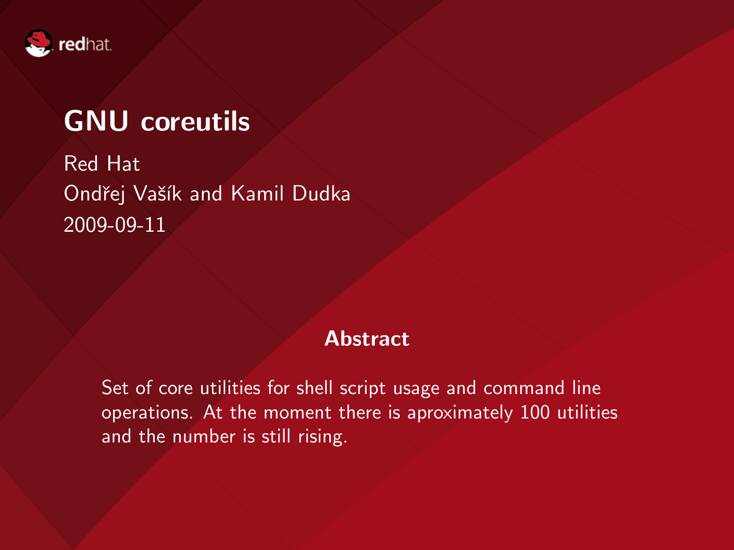# GNU coreutils

Red Hat

Ondřej Vašík and Kamil Dudka

2009-09-11

## Abstract

Set of core utilities for shell script usage and command line operations. At the moment there is aproximately 100 utilities and the number is still rising.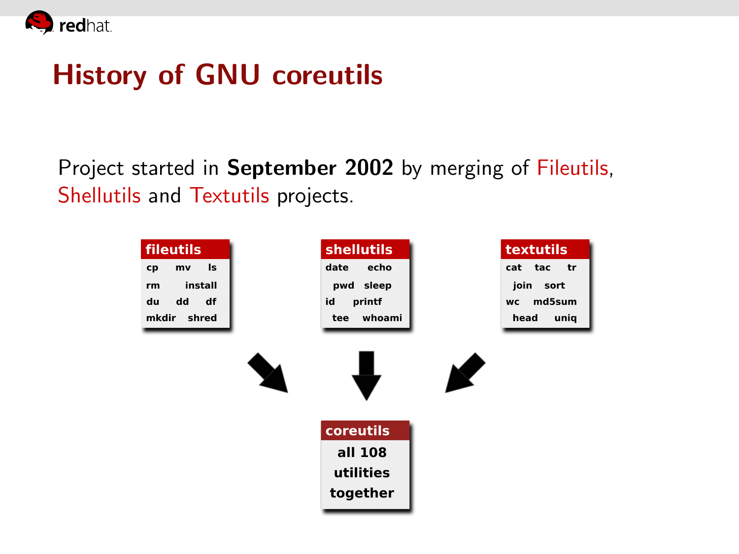# History of GNU coreutils

Project started in **September 2002** by merging of Fileutils, Shellutils and Textutils projects.

**fileutils**

cp mv ls
rm install
du dd df
mkdir shred

**shellutils**

date echo
pwd sleep
id printf
tee whoami

**textutils**

cat tac tr
join sort
wc md5sum
head uniq

**coreutils**

all 108 utilities together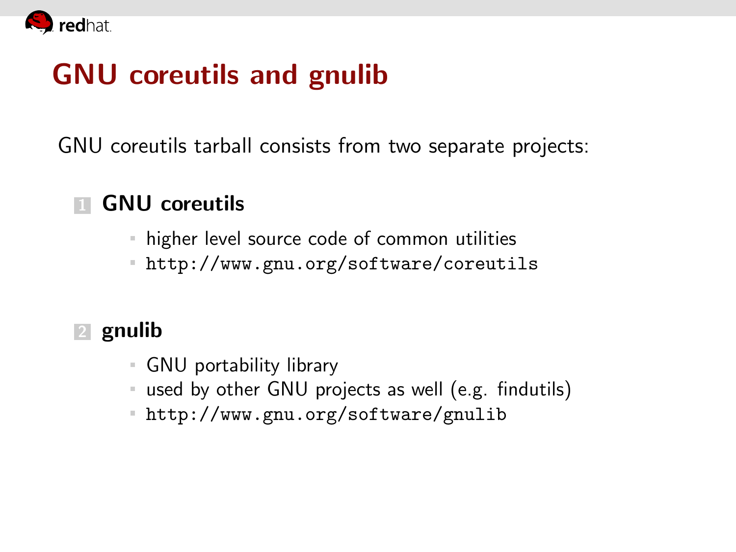# GNU coreutils and gnulib

GNU coreutils tarball consists from two separate projects:

1. **GNU coreutils**
   - higher level source code of common utilities
   - `http://www.gnu.org/software/coreutils`

2. **gnulib**
   - GNU portability library
   - used by other GNU projects as well (e.g. findutils)
   - `http://www.gnu.org/software/gnulib`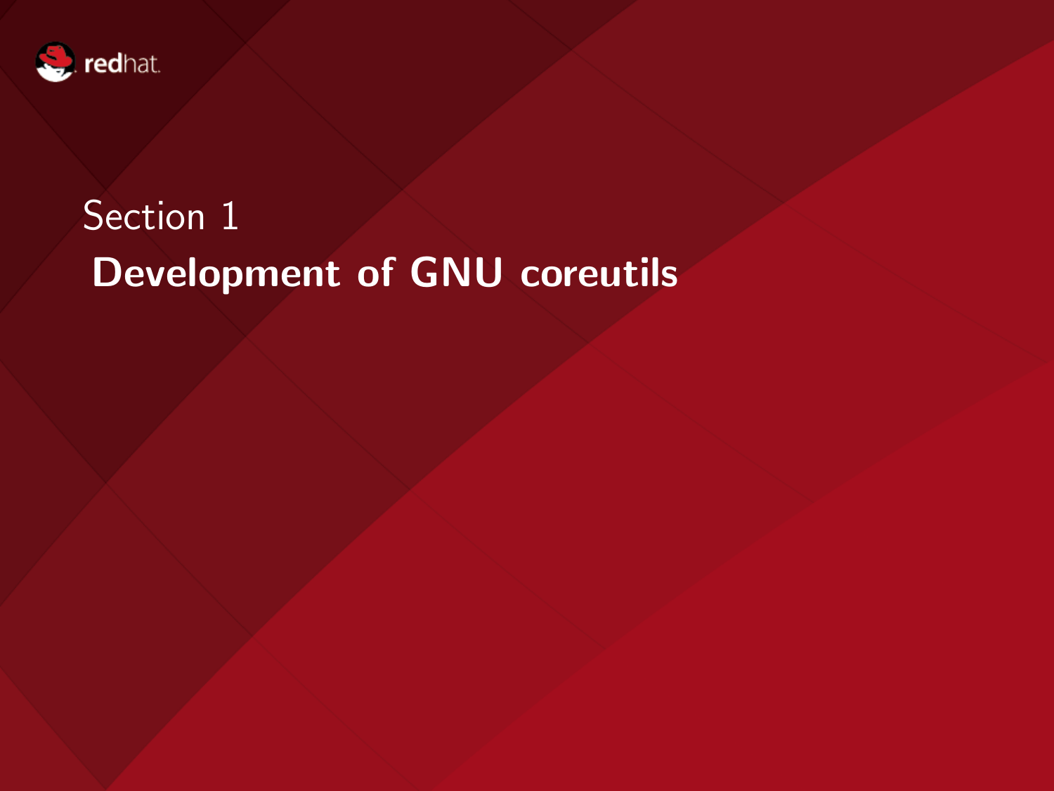Section 1

# Development of GNU coreutils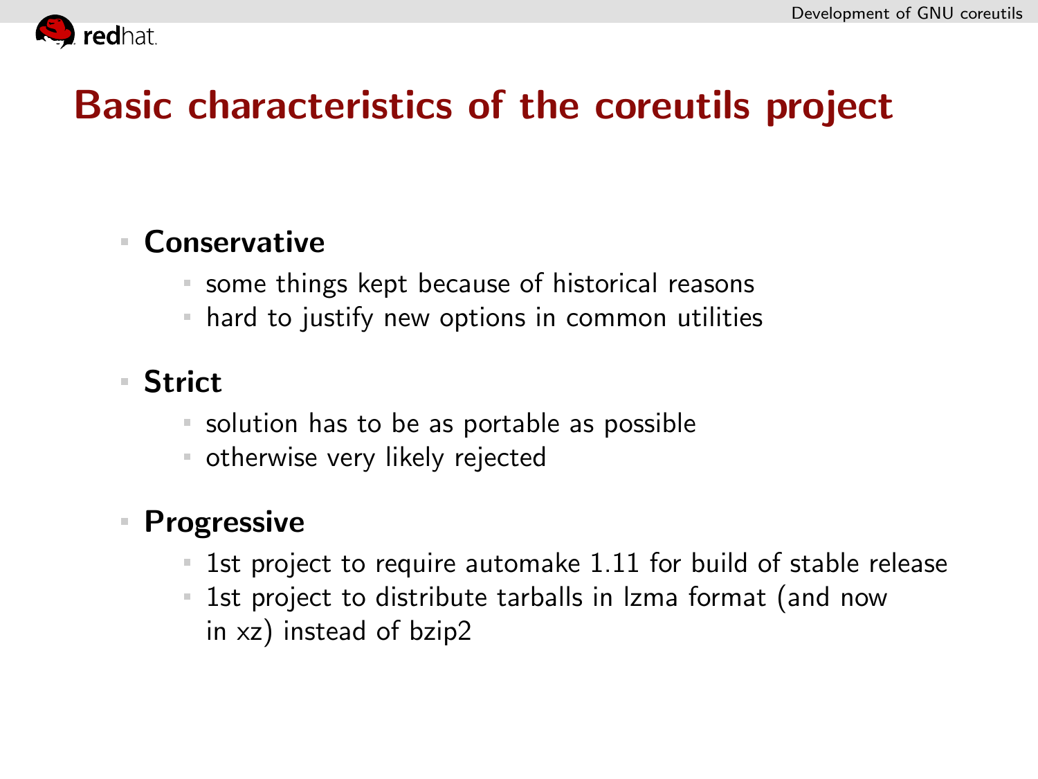# Basic characteristics of the coreutils project

- **Conservative**
  - some things kept because of historical reasons
  - hard to justify new options in common utilities
- **Strict**
  - solution has to be as portable as possible
  - otherwise very likely rejected
- **Progressive**
  - 1st project to require automake 1.11 for build of stable release
  - 1st project to distribute tarballs in lzma format (and now in xz) instead of bzip2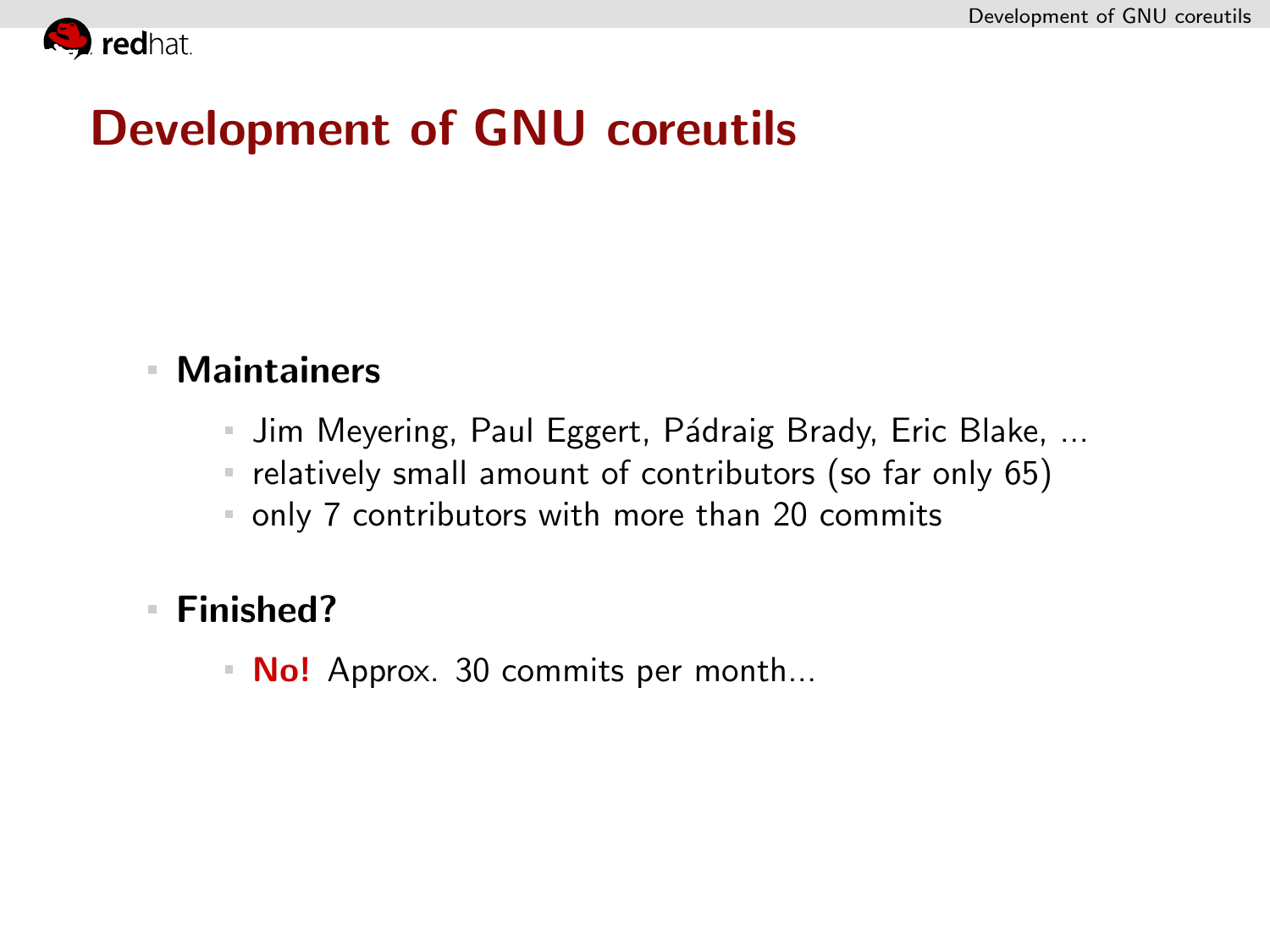# Development of GNU coreutils

- **Maintainers**
  - Jim Meyering, Paul Eggert, Pádraig Brady, Eric Blake, ...
  - relatively small amount of contributors (so far only 65)
  - only 7 contributors with more than 20 commits
- **Finished?**
  - **No!** Approx. 30 commits per month...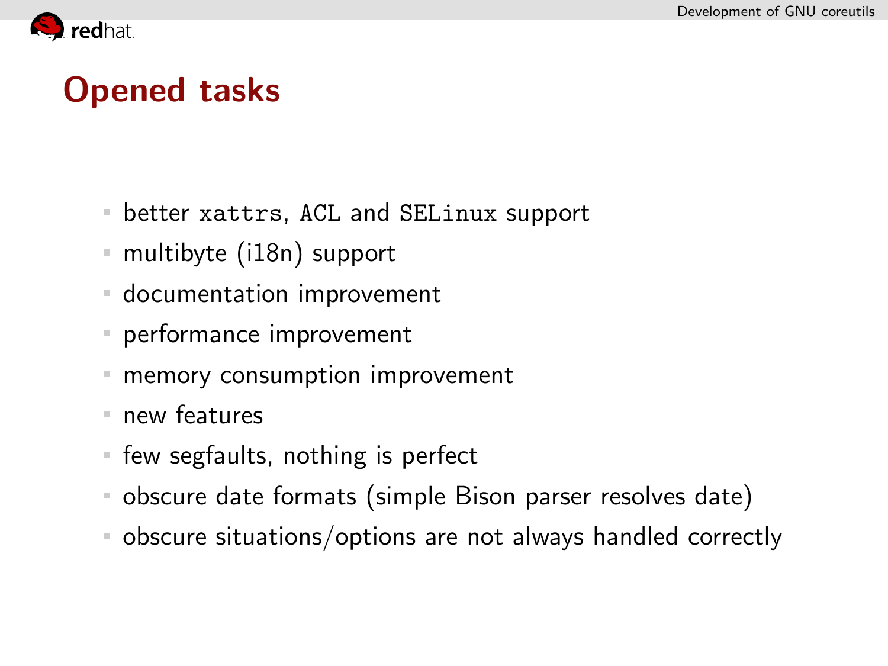# Opened tasks

- better `xattrs`, `ACL` and `SELinux` support
- multibyte (i18n) support
- documentation improvement
- performance improvement
- memory consumption improvement
- new features
- few segfaults, nothing is perfect
- obscure date formats (simple Bison parser resolves date)
- obscure situations/options are not always handled correctly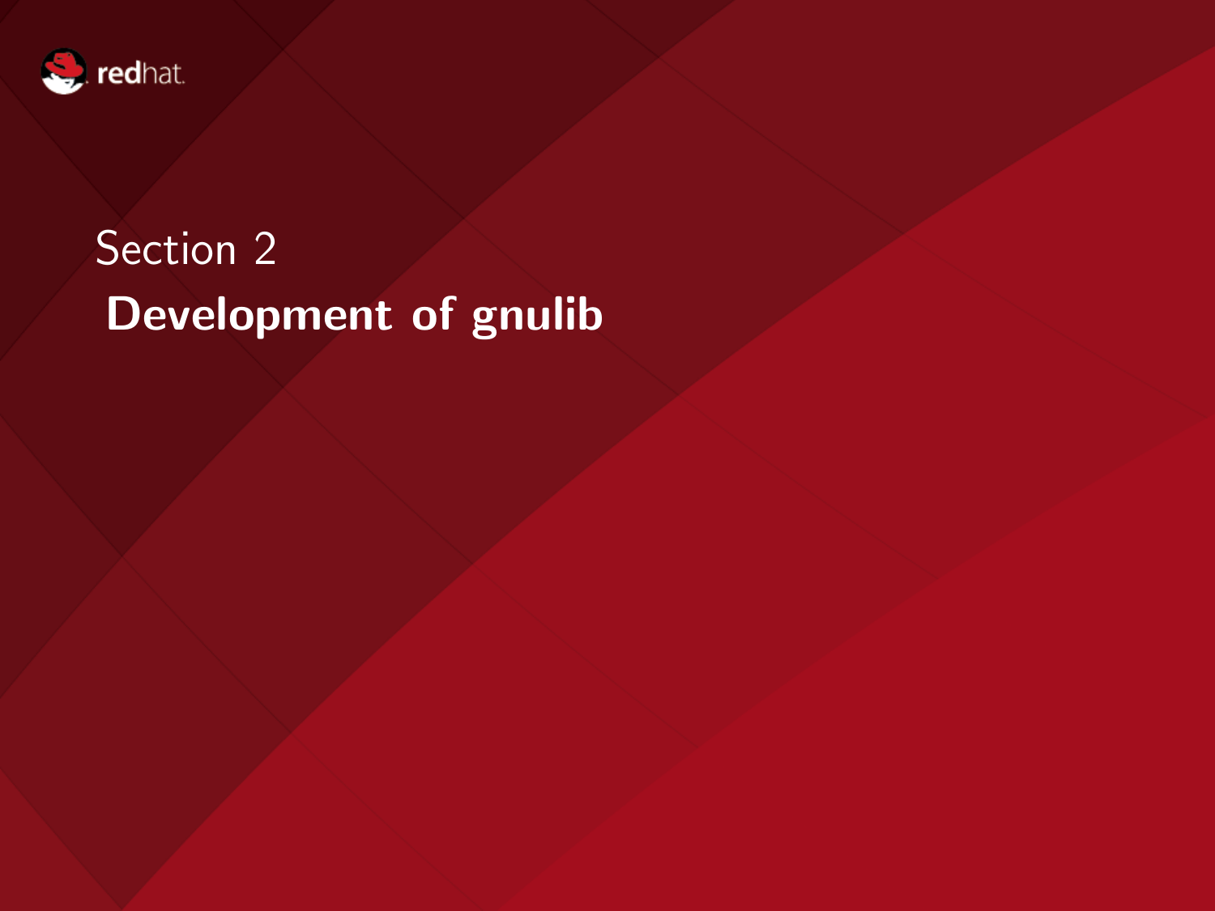# Section 2

## Development of gnulib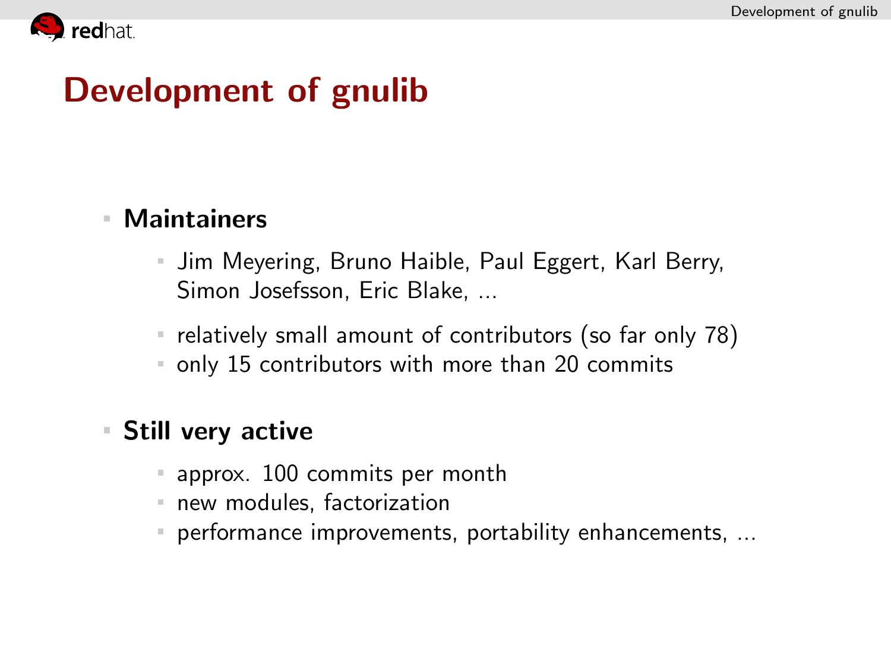# Development of gnulib

- **Maintainers**
  - Jim Meyering, Bruno Haible, Paul Eggert, Karl Berry, Simon Josefsson, Eric Blake, ...
  - relatively small amount of contributors (so far only 78)
  - only 15 contributors with more than 20 commits
- **Still very active**
  - approx. 100 commits per month
  - new modules, factorization
  - performance improvements, portability enhancements, ...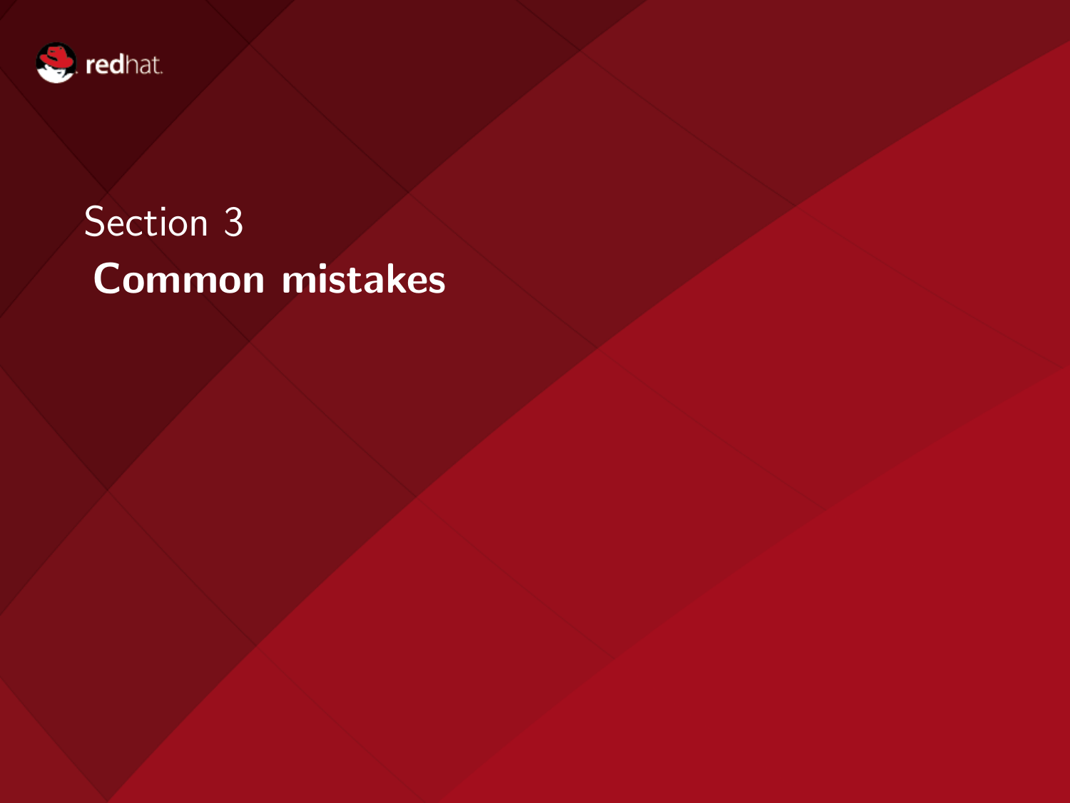Section 3

# Common mistakes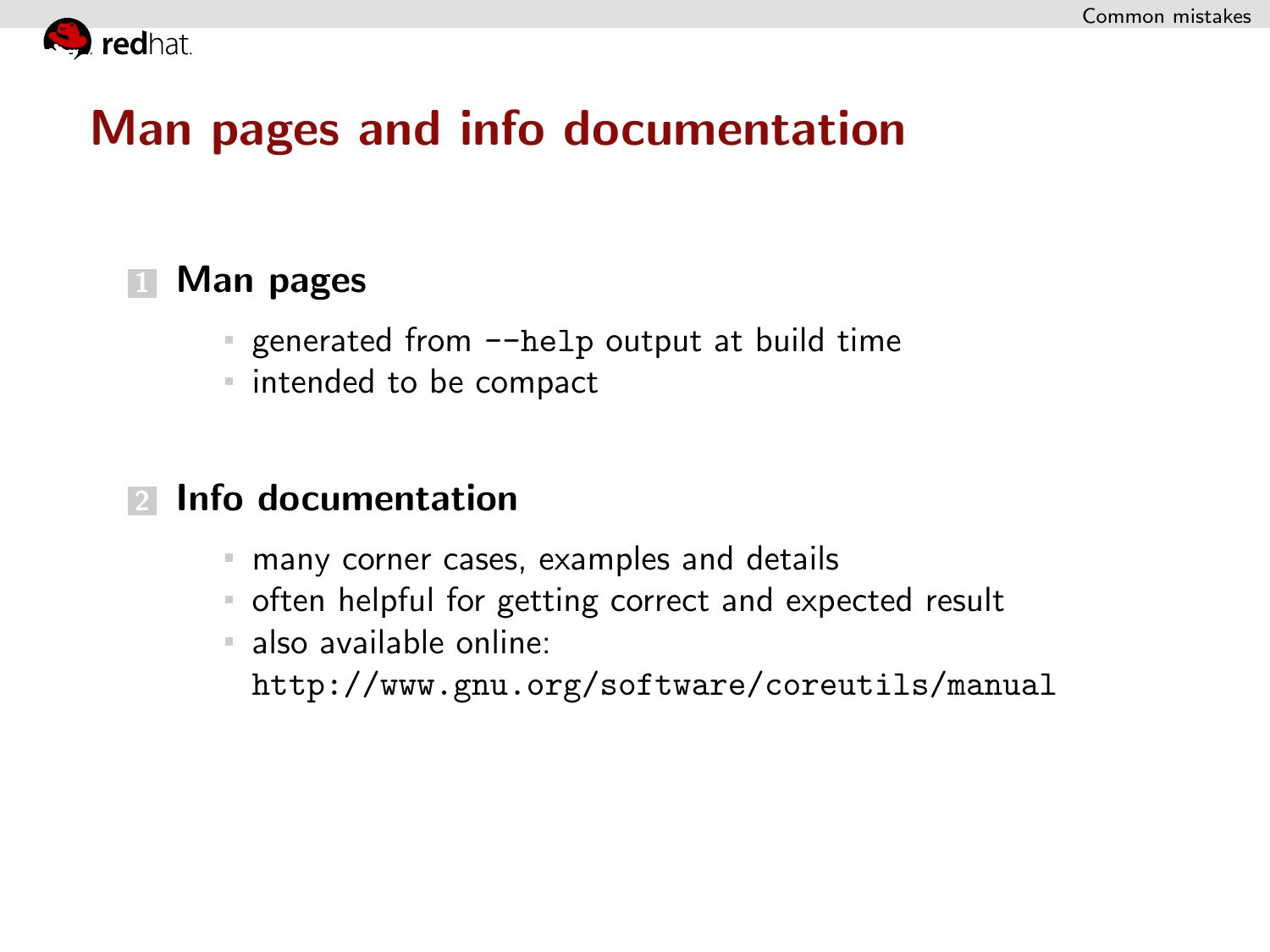# Man pages and info documentation

1. **Man pages**
   - generated from `--help` output at build time
   - intended to be compact

2. **Info documentation**
   - many corner cases, examples and details
   - often helpful for getting correct and expected result
   - also available online:
     `http://www.gnu.org/software/coreutils/manual`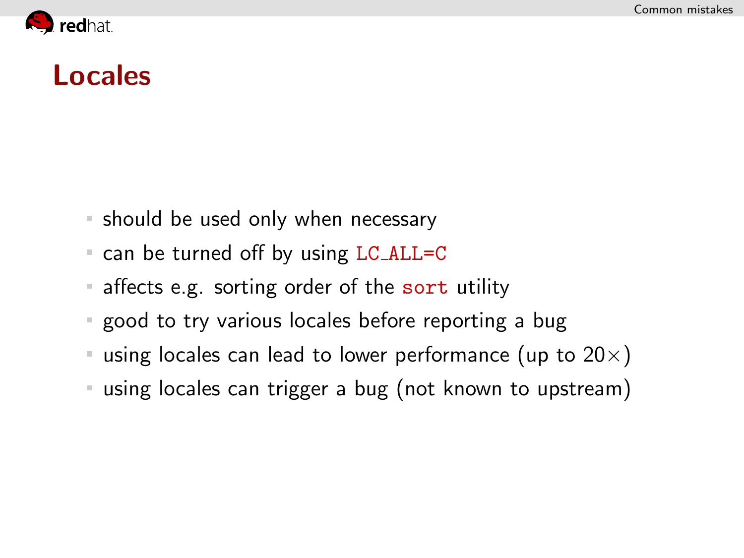# Locales

- should be used only when necessary
- can be turned off by using `LC_ALL=C`
- affects e.g. sorting order of the `sort` utility
- good to try various locales before reporting a bug
- using locales can lead to lower performance (up to $20\times$)
- using locales can trigger a bug (not known to upstream)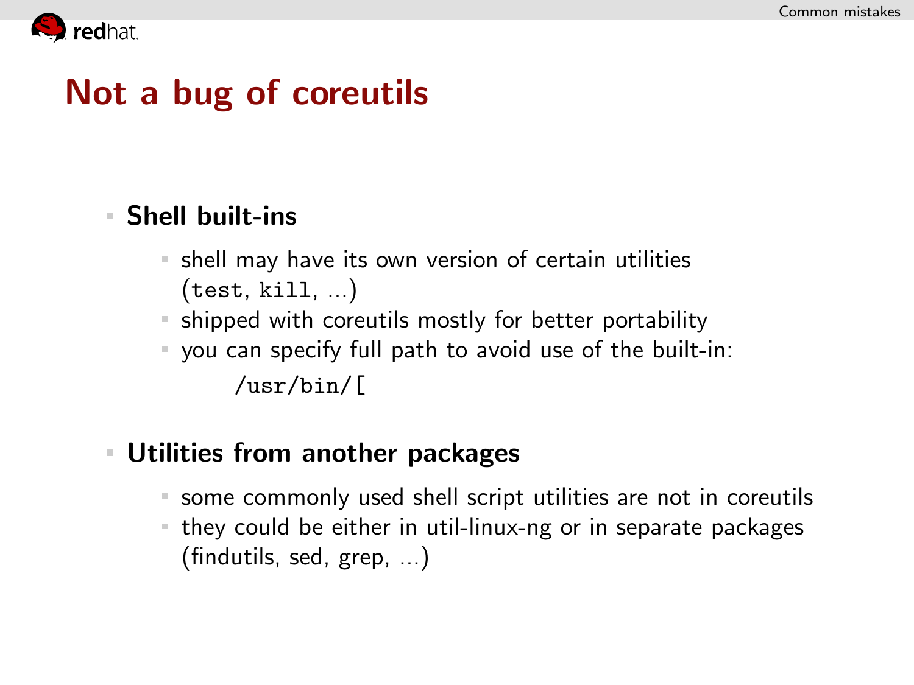# Not a bug of coreutils

- **Shell built-ins**
  - shell may have its own version of certain utilities (`test`, `kill`, ...)
  - shipped with coreutils mostly for better portability
  - you can specify full path to avoid use of the built-in:

    ```
    /usr/bin/[
    ```

- **Utilities from another packages**
  - some commonly used shell script utilities are not in coreutils
  - they could be either in util-linux-ng or in separate packages (findutils, sed, grep, ...)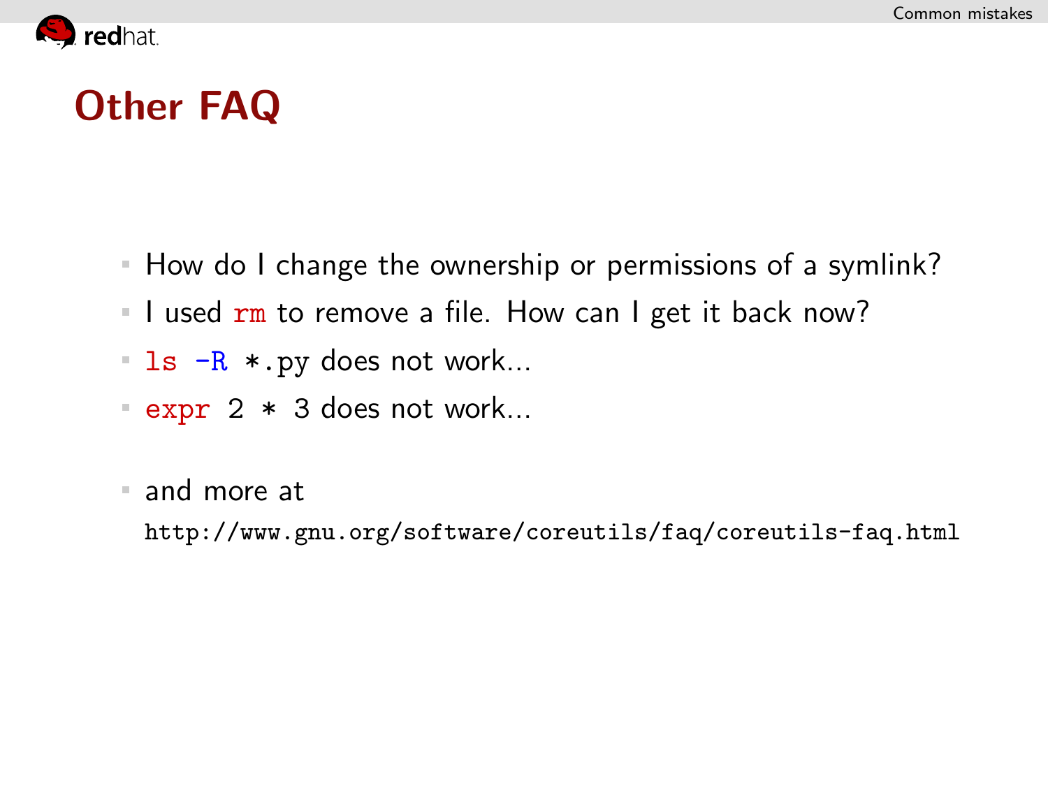# Other FAQ

- How do I change the ownership or permissions of a symlink?
- I used `rm` to remove a file. How can I get it back now?
- `ls -R *.py` does not work...
- `expr 2 * 3` does not work...
- and more at
  http://www.gnu.org/software/coreutils/faq/coreutils-faq.html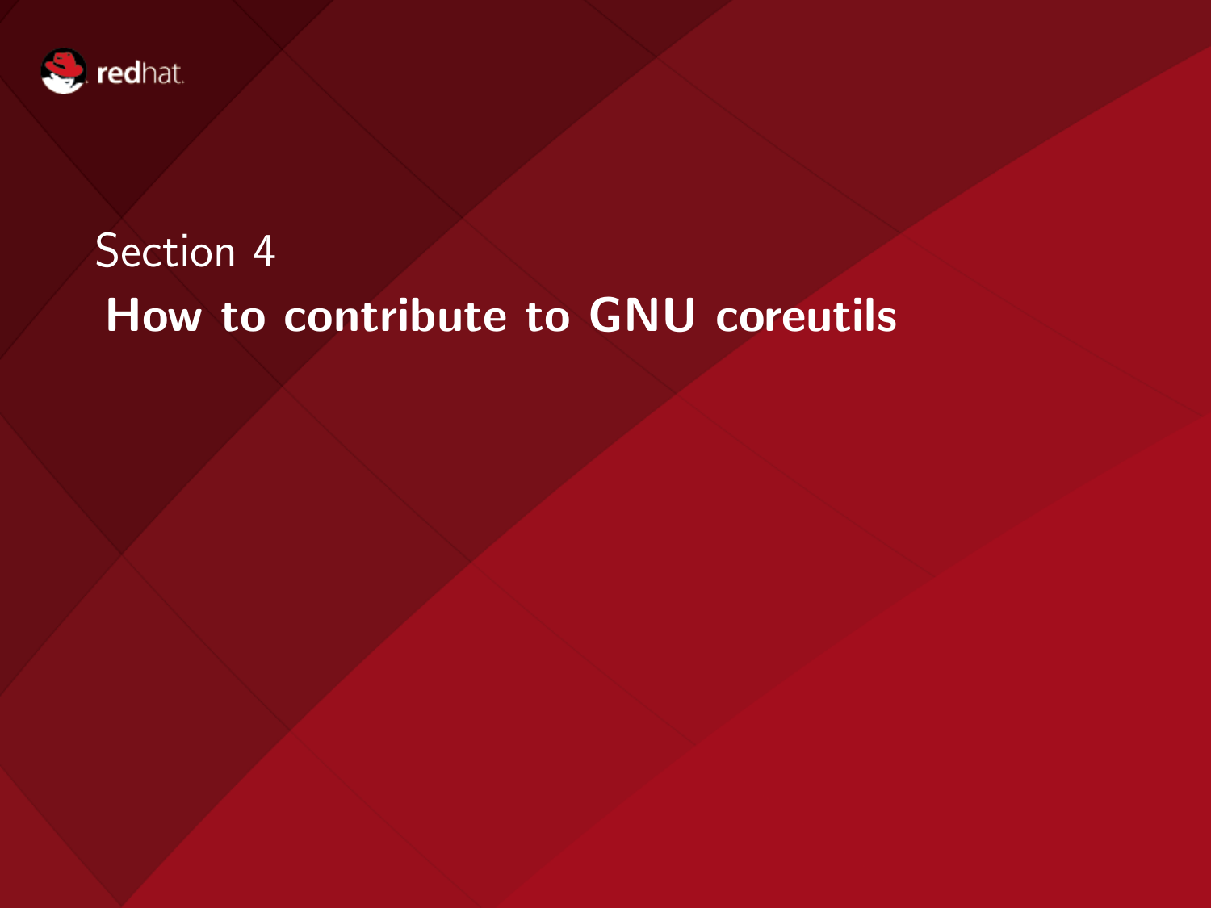Section 4

# How to contribute to GNU coreutils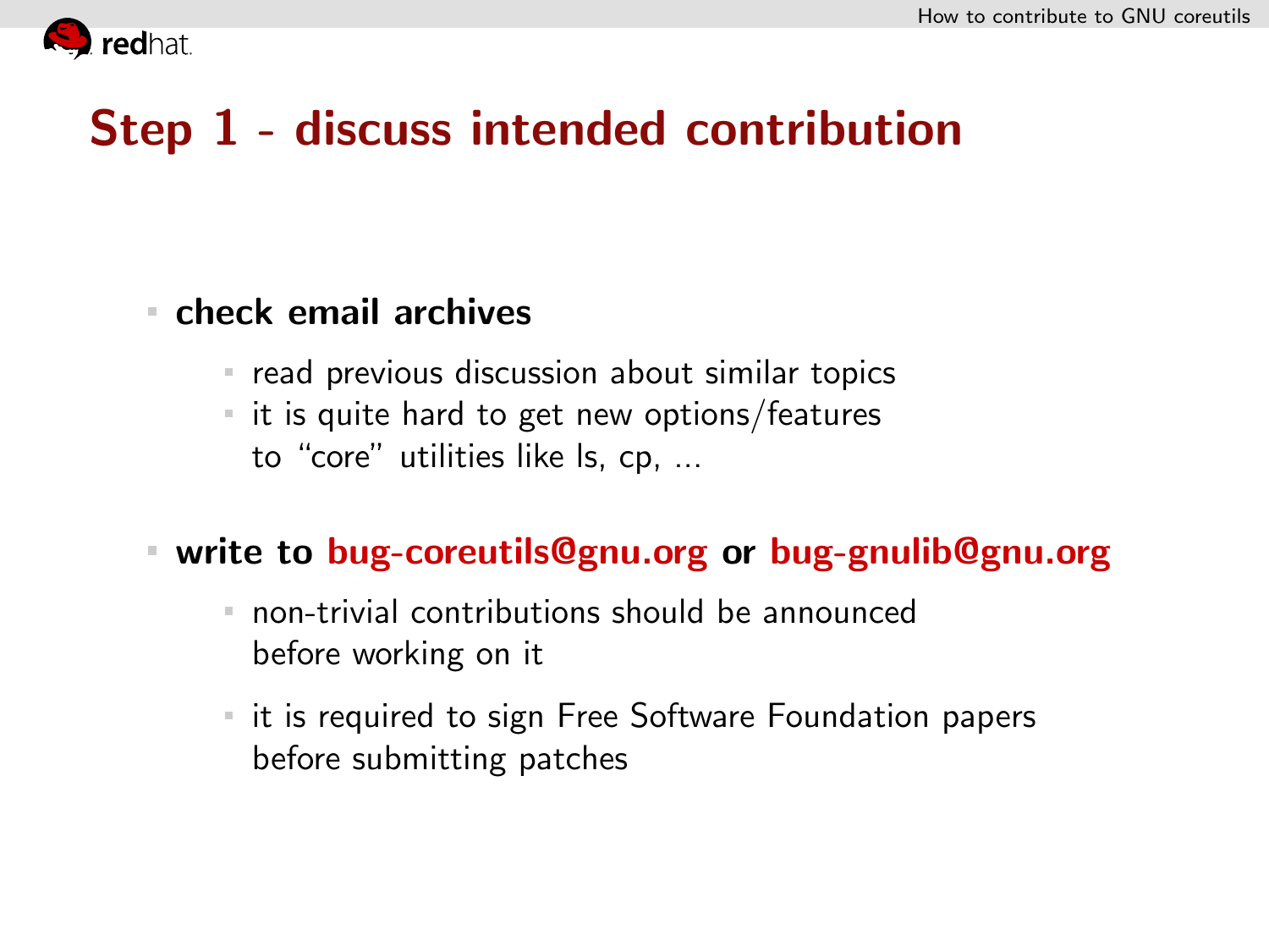# Step 1 - discuss intended contribution

- **check email archives**
  - read previous discussion about similar topics
  - it is quite hard to get new options/features to "core" utilities like ls, cp, ...

- **write to bug-coreutils@gnu.org or bug-gnulib@gnu.org**
  - non-trivial contributions should be announced before working on it
  - it is required to sign Free Software Foundation papers before submitting patches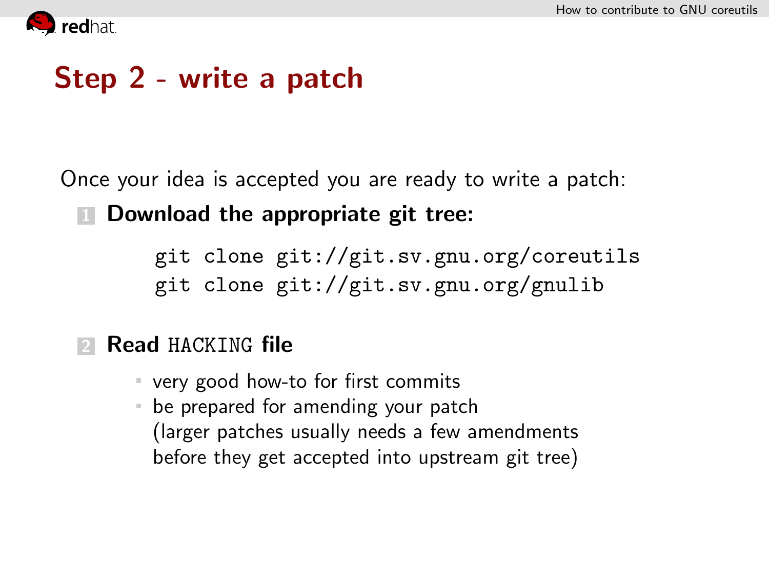# Step 2 - write a patch

Once your idea is accepted you are ready to write a patch:

1. **Download the appropriate git tree:**

   ```
   git clone git://git.sv.gnu.org/coreutils
   git clone git://git.sv.gnu.org/gnulib
   ```

2. **Read `HACKING` file**
   - very good how-to for first commits
   - be prepared for amending your patch (larger patches usually needs a few amendments before they get accepted into upstream git tree)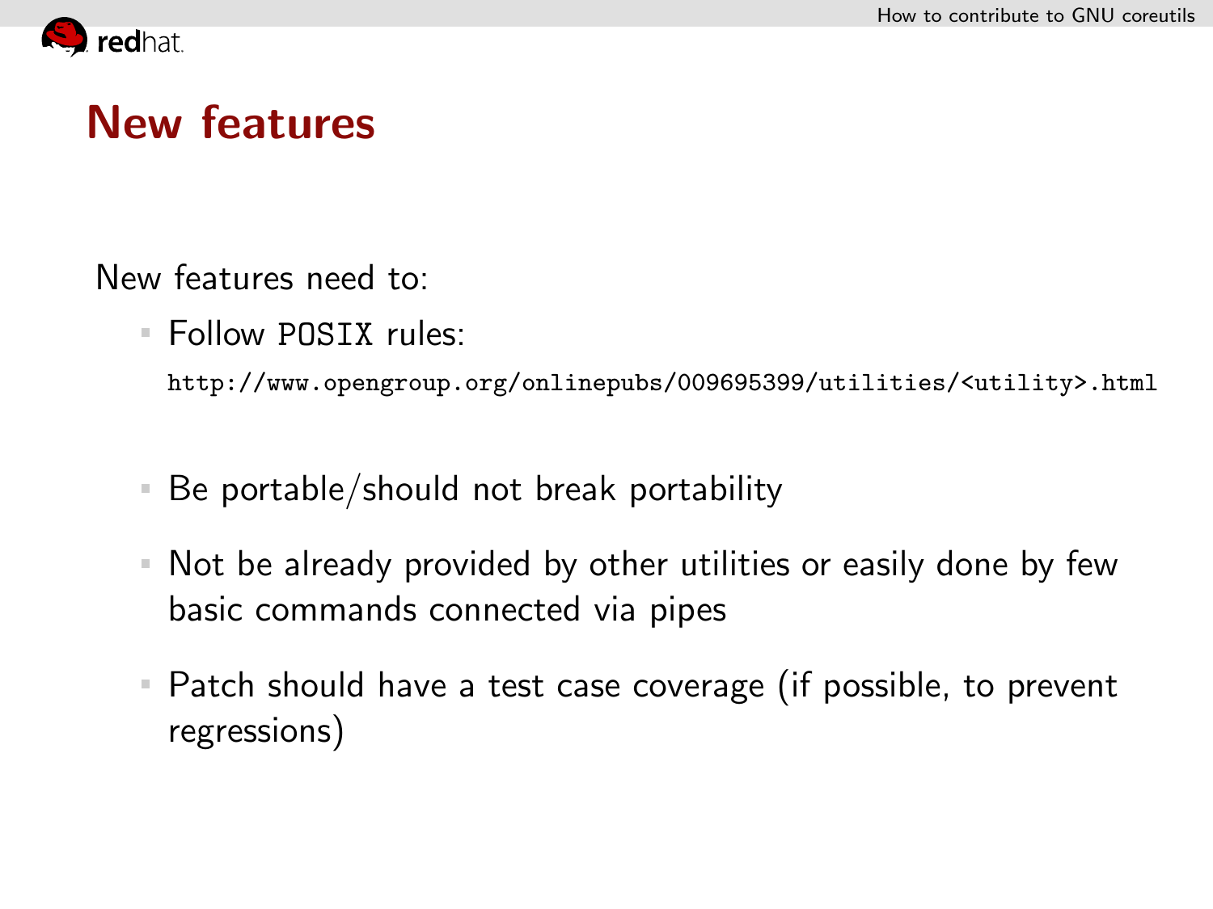# New features

New features need to:

- Follow `POSIX` rules:

  `http://www.opengroup.org/onlinepubs/009695399/utilities/<utility>.html`

- Be portable/should not break portability
- Not be already provided by other utilities or easily done by few basic commands connected via pipes
- Patch should have a test case coverage (if possible, to prevent regressions)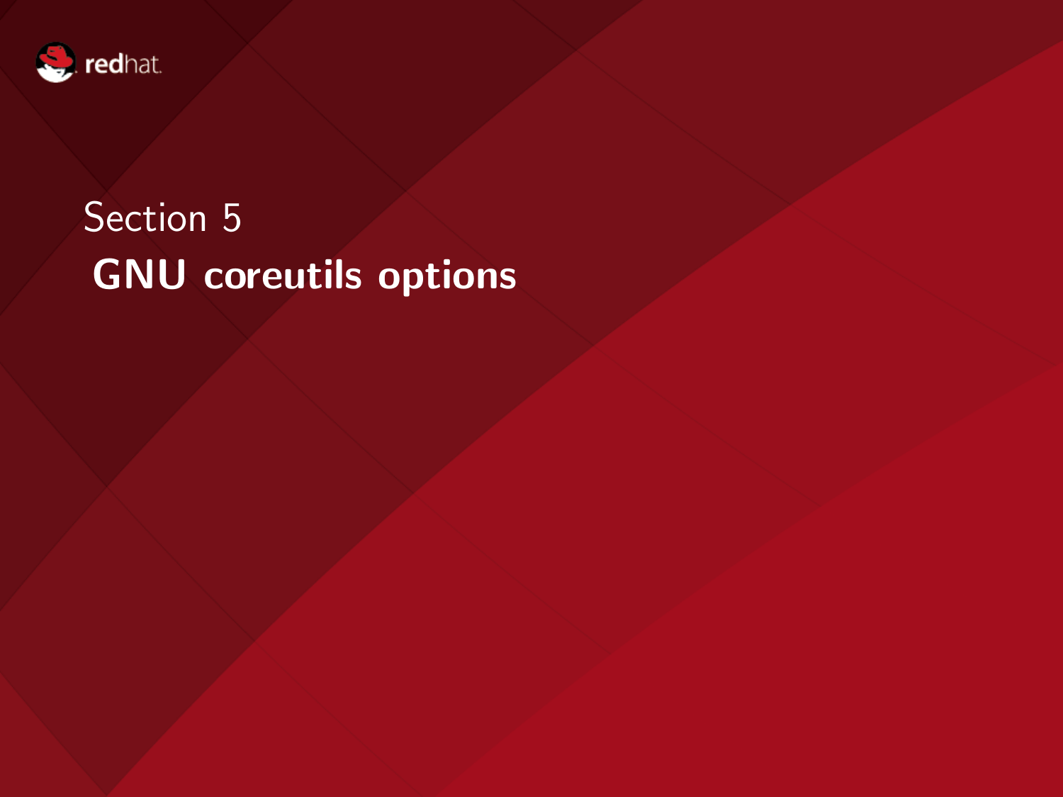Section 5

# GNU coreutils options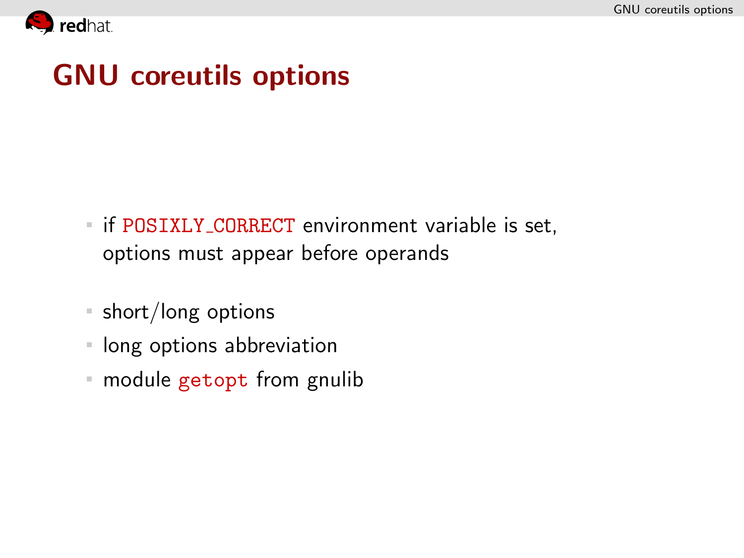# GNU coreutils options

- if `POSIXLY_CORRECT` environment variable is set, options must appear before operands

- short/long options
- long options abbreviation
- module `getopt` from gnulib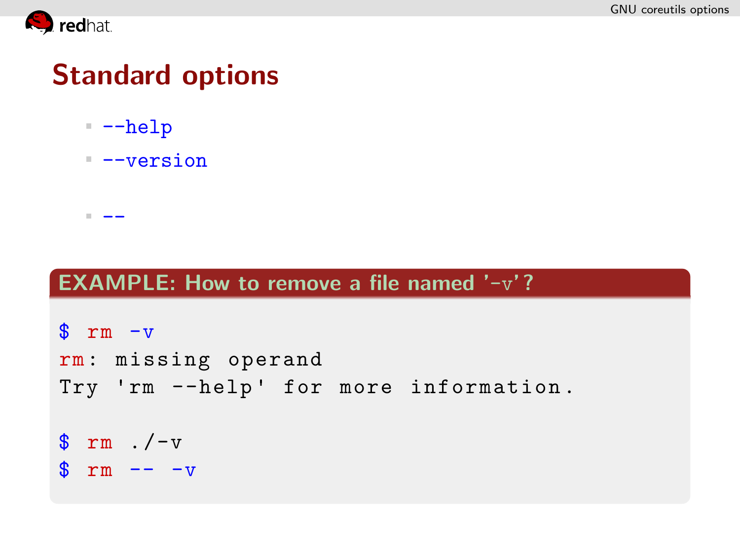# Standard options

- `--help`
- `--version`

- `--`

**EXAMPLE: How to remove a file named '-v'?**

```
$ rm -v
rm: missing operand
Try 'rm --help' for more information.

$ rm ./-v
$ rm -- -v
```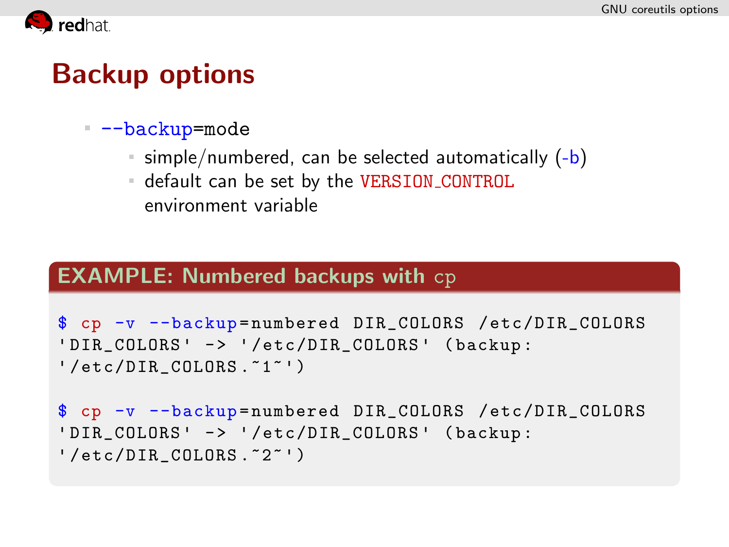# Backup options

- --backup=mode
  - simple/numbered, can be selected automatically (-b)
  - default can be set by the VERSION_CONTROL environment variable

## EXAMPLE: Numbered backups with cp

```
$ cp -v --backup=numbered DIR_COLORS /etc/DIR_COLORS
'DIR_COLORS' -> '/etc/DIR_COLORS' (backup:
'/etc/DIR_COLORS.~1~')

$ cp -v --backup=numbered DIR_COLORS /etc/DIR_COLORS
'DIR_COLORS' -> '/etc/DIR_COLORS' (backup:
'/etc/DIR_COLORS.~2~')
```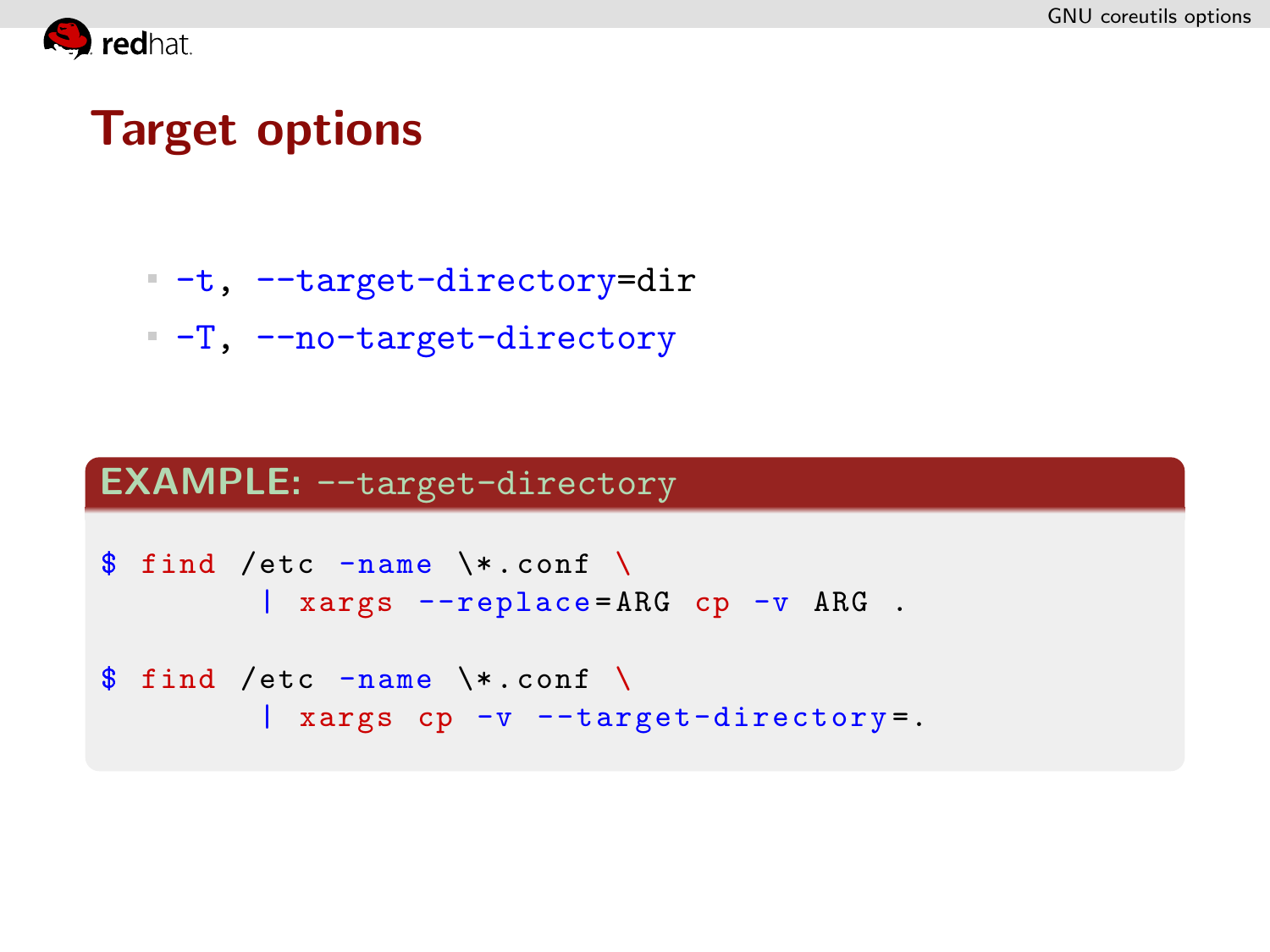# Target options

- `-t, --target-directory=dir`
- `-T, --no-target-directory`

**EXAMPLE:** `--target-directory`

```
$ find /etc -name \*.conf \
      | xargs --replace=ARG cp -v ARG .

$ find /etc -name \*.conf \
      | xargs cp -v --target-directory=.
```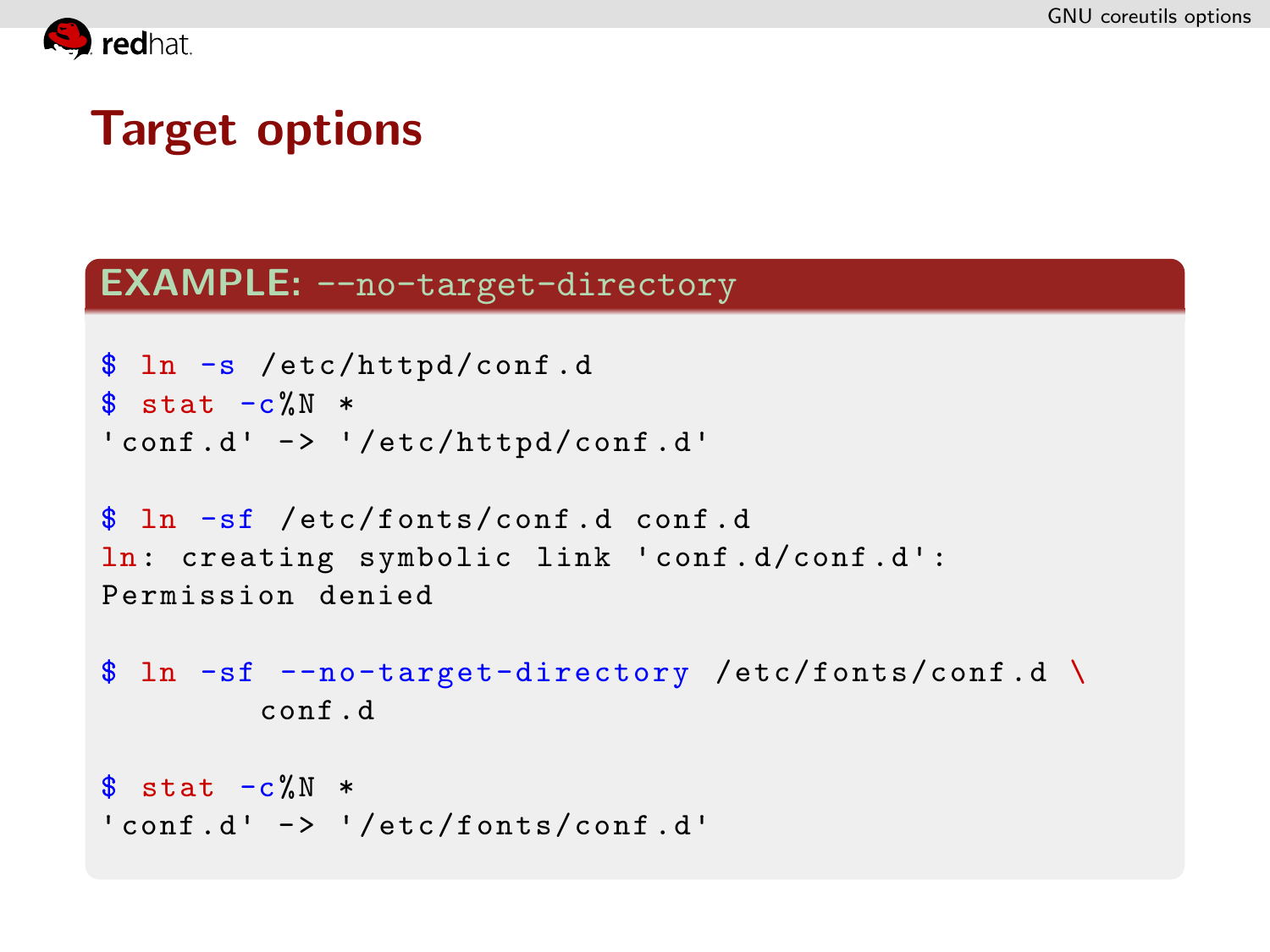# Target options

**EXAMPLE:** `--no-target-directory`

```
$ ln -s /etc/httpd/conf.d
$ stat -c%N *
'conf.d' -> '/etc/httpd/conf.d'

$ ln -sf /etc/fonts/conf.d conf.d
ln: creating symbolic link 'conf.d/conf.d':
Permission denied

$ ln -sf --no-target-directory /etc/fonts/conf.d \
        conf.d

$ stat -c%N *
'conf.d' -> '/etc/fonts/conf.d'
```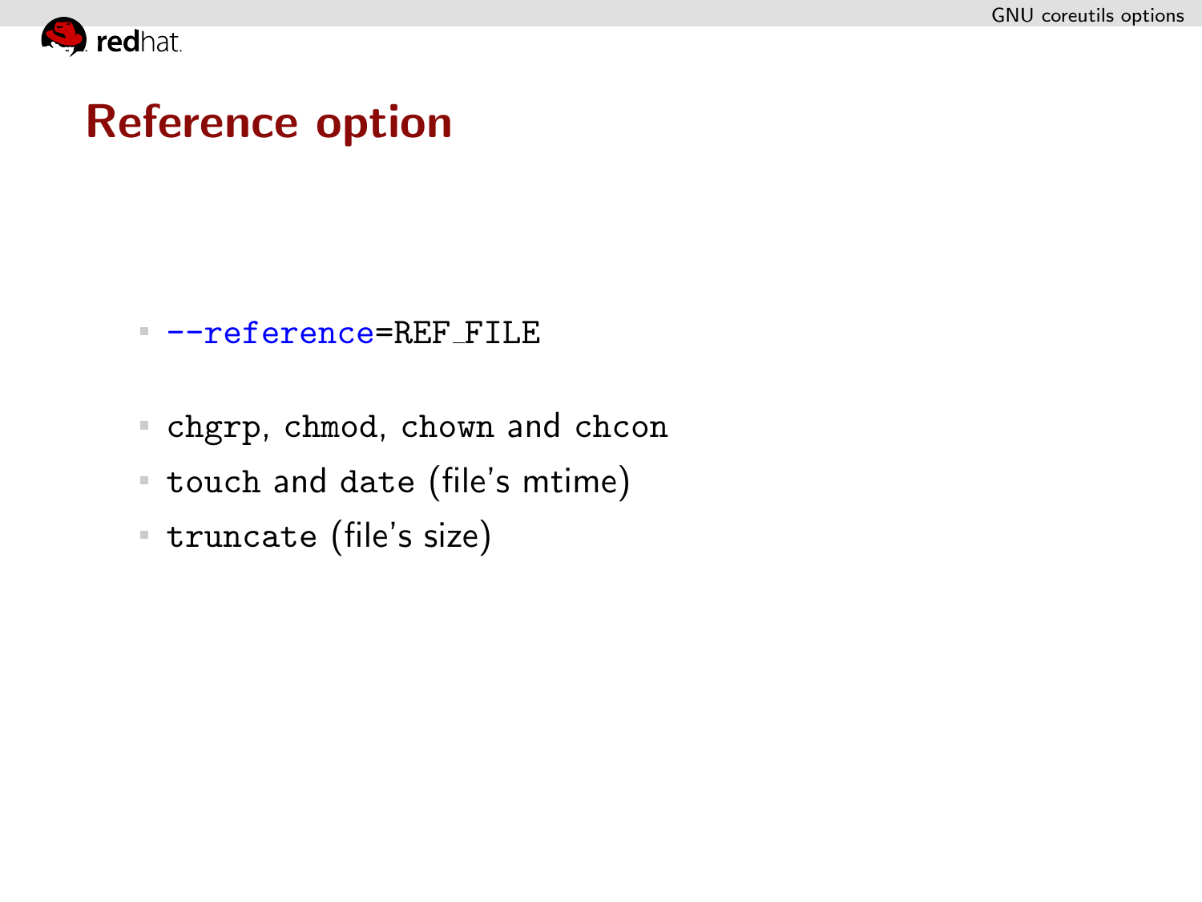# Reference option

- `--reference=REF_FILE`

- `chgrp`, `chmod`, `chown` and `chcon`
- `touch` and `date` (file's mtime)
- `truncate` (file's size)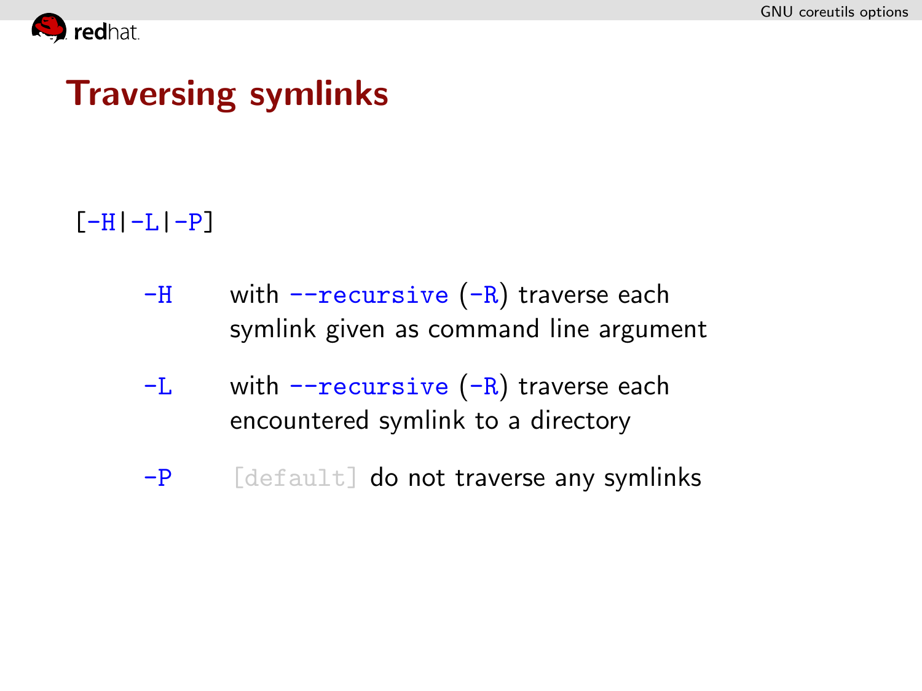# Traversing symlinks

`[-H|-L|-P]`

- `-H` with `--recursive` (`-R`) traverse each symlink given as command line argument
- `-L` with `--recursive` (`-R`) traverse each encountered symlink to a directory
- `-P` `[default]` do not traverse any symlinks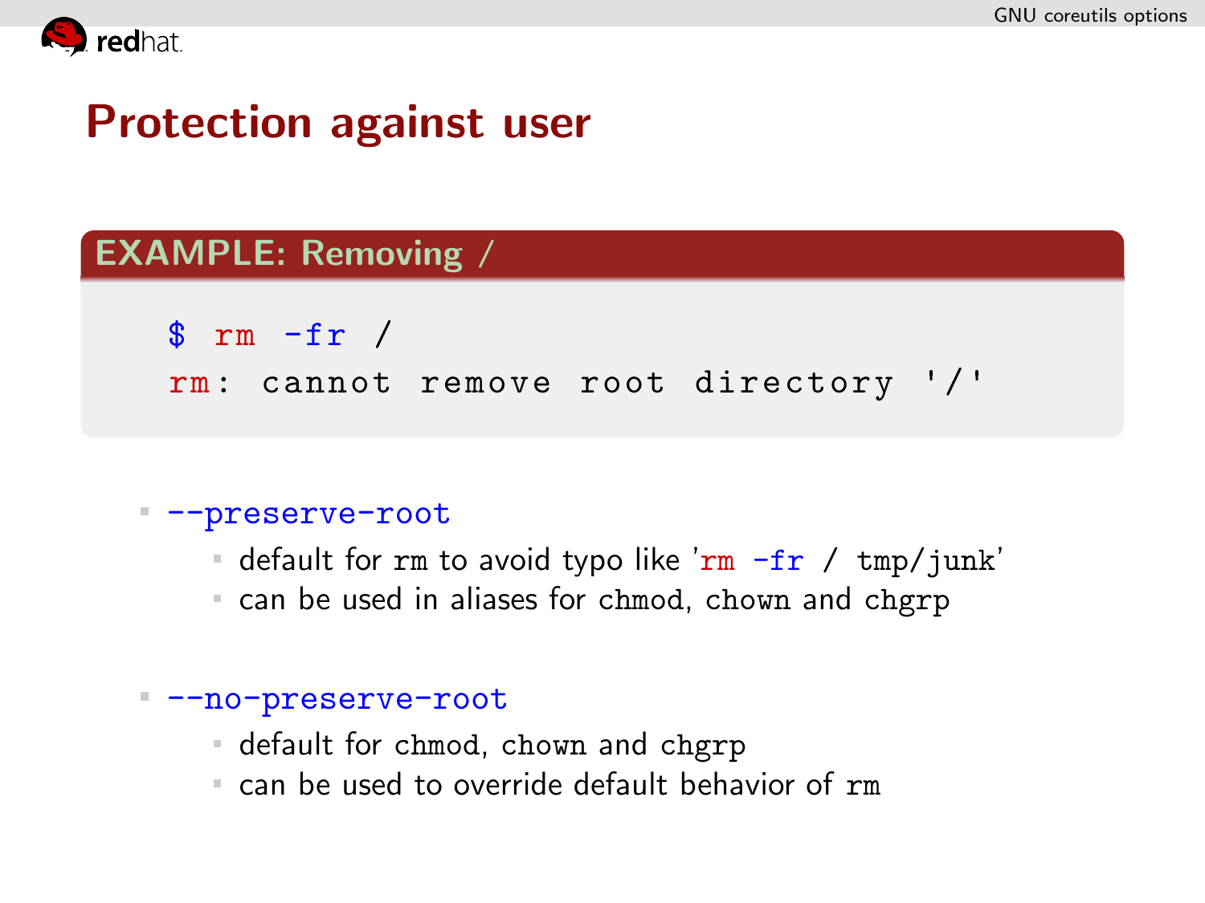# Protection against user

**EXAMPLE: Removing /**

```
$ rm -fr /
rm: cannot remove root directory '/'
```

- `--preserve-root`
  - default for `rm` to avoid typo like '`rm -fr / tmp/junk`'
  - can be used in aliases for `chmod`, `chown` and `chgrp`
- `--no-preserve-root`
  - default for `chmod`, `chown` and `chgrp`
  - can be used to override default behavior of `rm`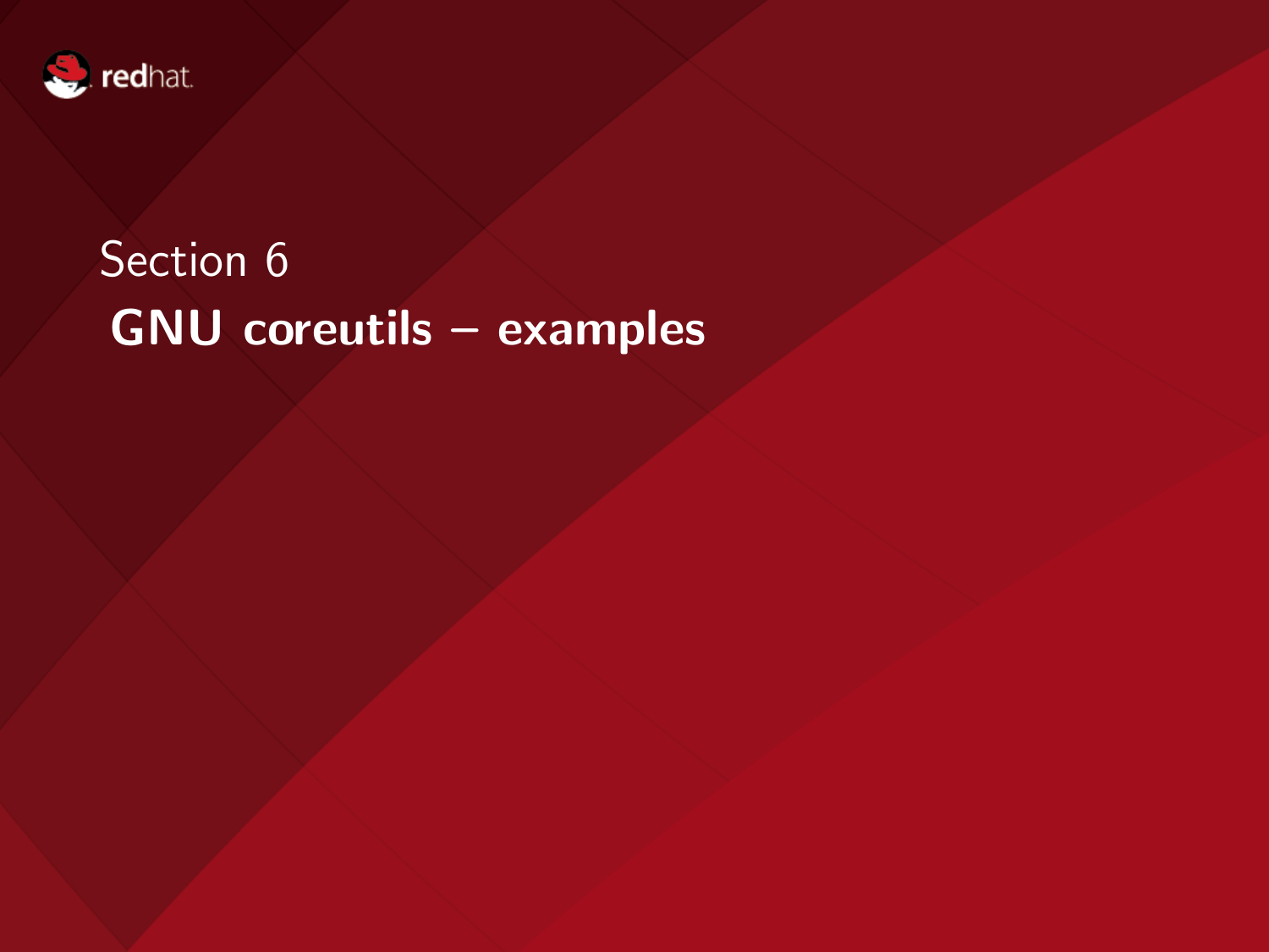Section 6

# GNU coreutils – examples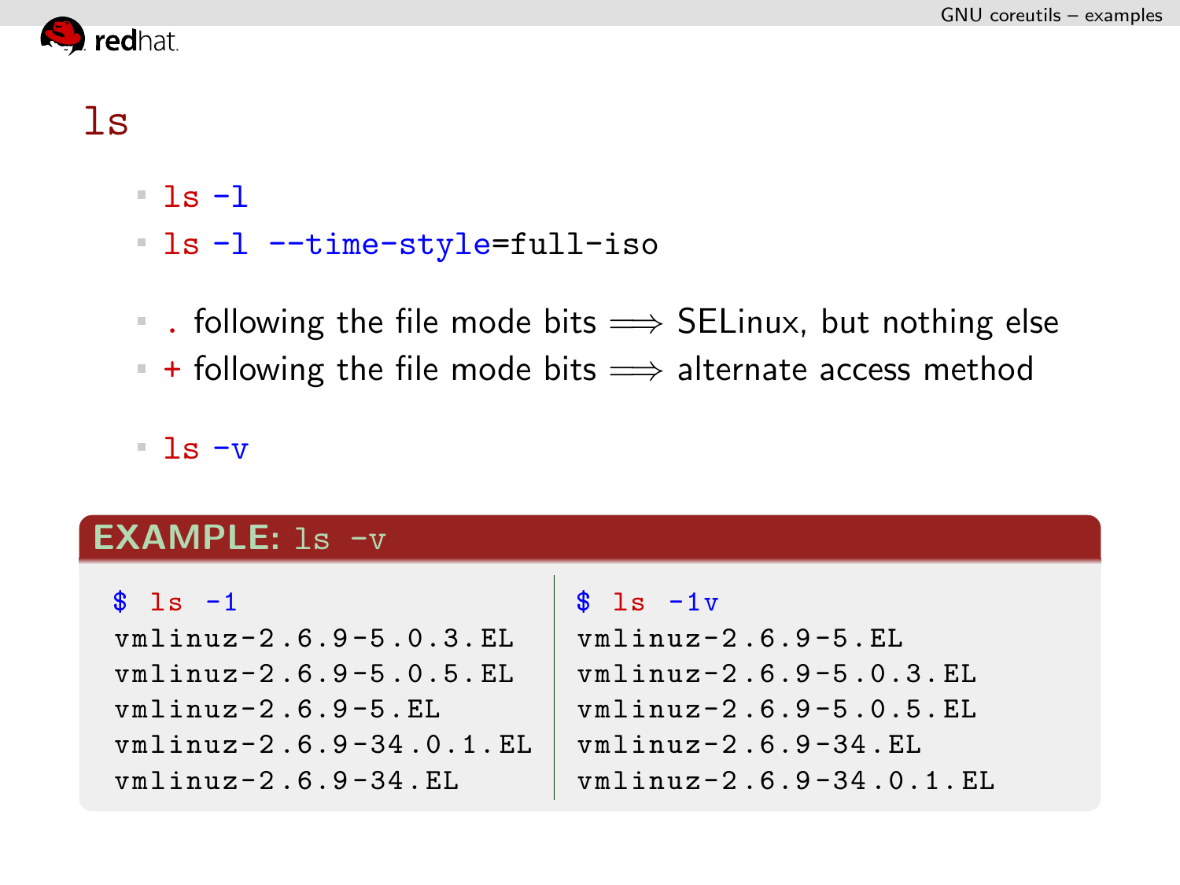# ls

- `ls -l`
- `ls -l --time-style=full-iso`

- `.` following the file mode bits $\Longrightarrow$ SELinux, but nothing else
- `+` following the file mode bits $\Longrightarrow$ alternate access method

- `ls -v`

**EXAMPLE:** `ls -v`

```
$ ls -1
vmlinuz-2.6.9-5.0.3.EL
vmlinuz-2.6.9-5.0.5.EL
vmlinuz-2.6.9-5.EL
vmlinuz-2.6.9-34.0.1.EL
vmlinuz-2.6.9-34.EL
```

```
$ ls -1v
vmlinuz-2.6.9-5.EL
vmlinuz-2.6.9-5.0.3.EL
vmlinuz-2.6.9-5.0.5.EL
vmlinuz-2.6.9-34.EL
vmlinuz-2.6.9-34.0.1.EL
```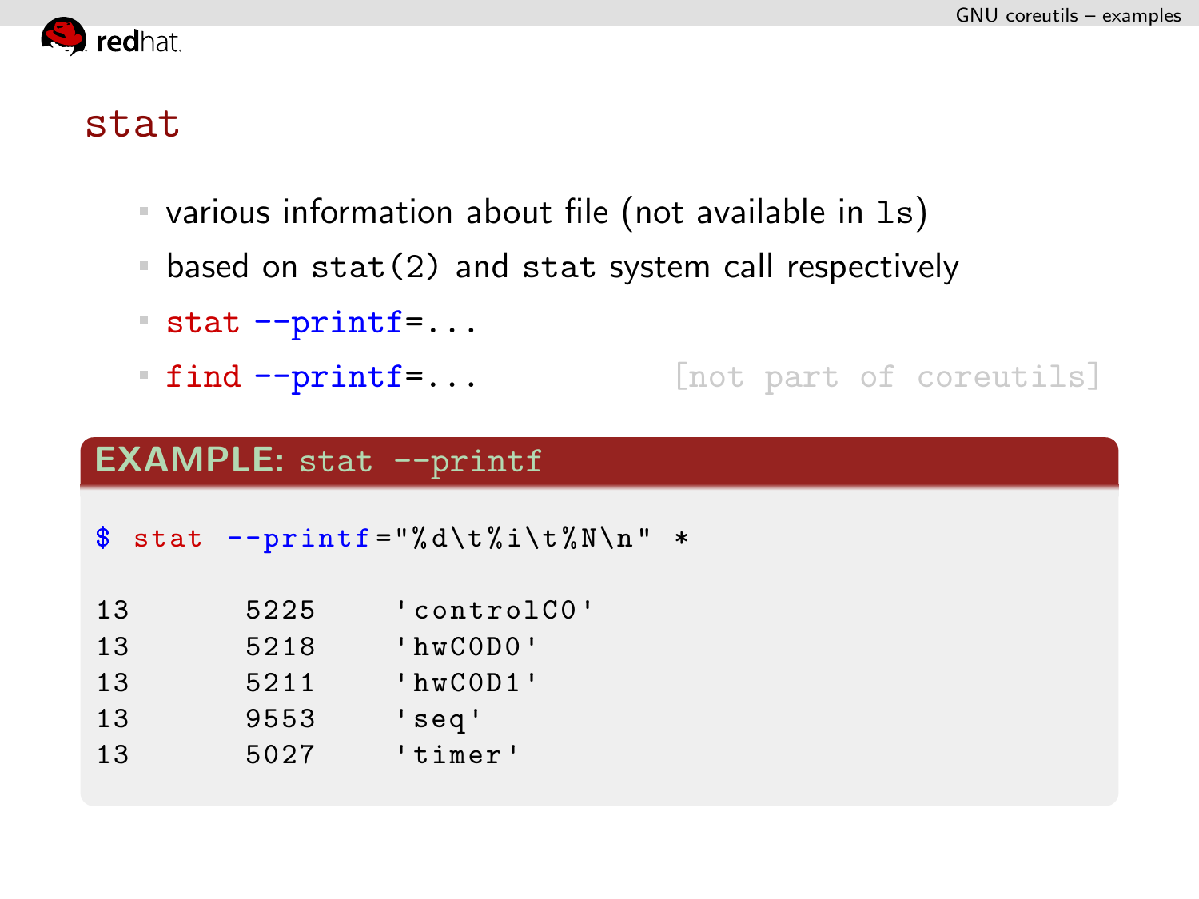# stat

- various information about file (not available in `ls`)
- based on `stat(2)` and `stat` system call respectively
- `stat --printf=...`
- `find --printf=...` [not part of coreutils]

**EXAMPLE:** `stat --printf`

```
$ stat --printf="%d\t%i\t%N\n" *

13      5225    'controlC0'
13      5218    'hwC0D0'
13      5211    'hwC0D1'
13      9553    'seq'
13      5027    'timer'
```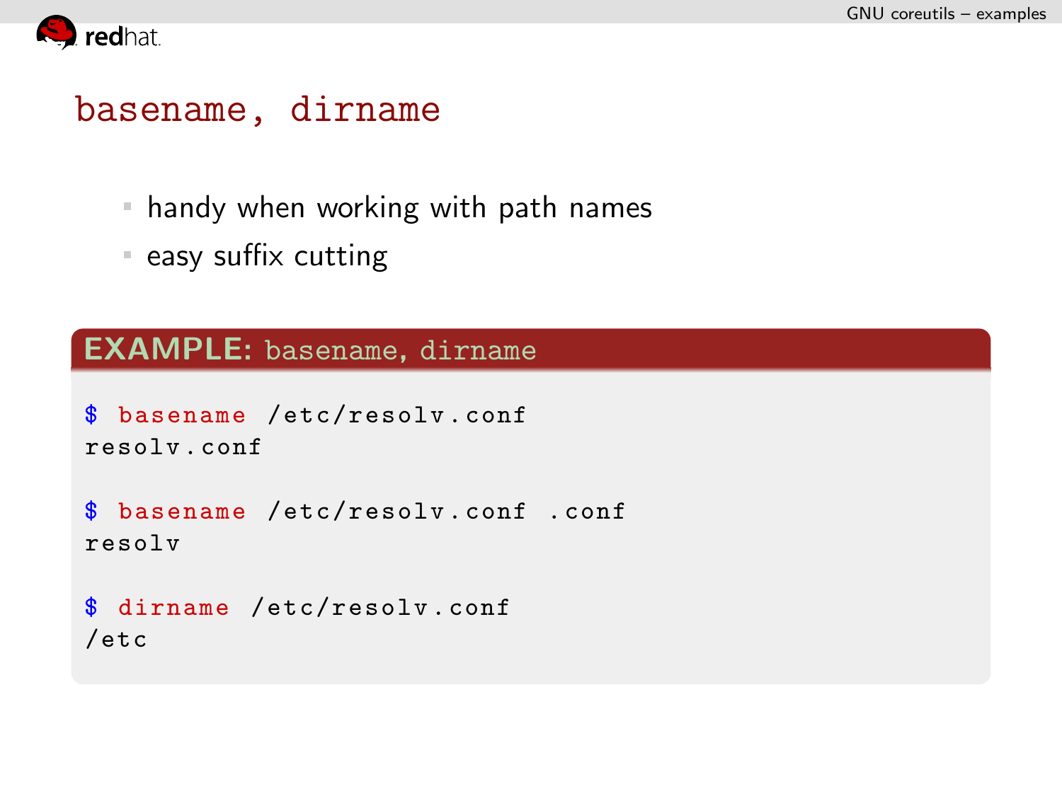# basename, dirname

- handy when working with path names
- easy suffix cutting

**EXAMPLE:** basename, dirname

```
$ basename /etc/resolv.conf
resolv.conf

$ basename /etc/resolv.conf .conf
resolv

$ dirname /etc/resolv.conf
/etc
```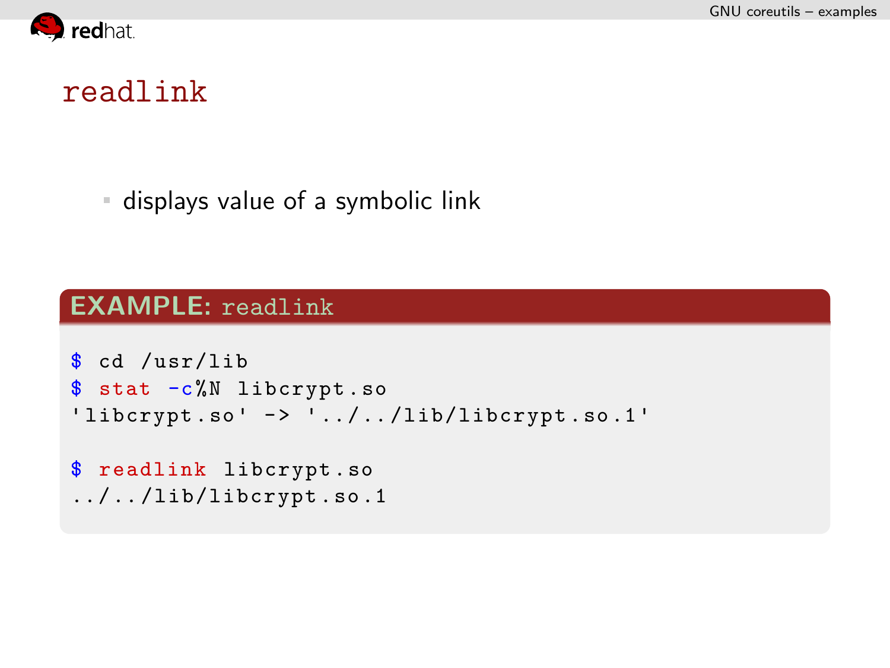# readlink

- displays value of a symbolic link

**EXAMPLE:** readlink

```
$ cd /usr/lib
$ stat -c%N libcrypt.so
'libcrypt.so' -> '../../lib/libcrypt.so.1'

$ readlink libcrypt.so
../../lib/libcrypt.so.1
```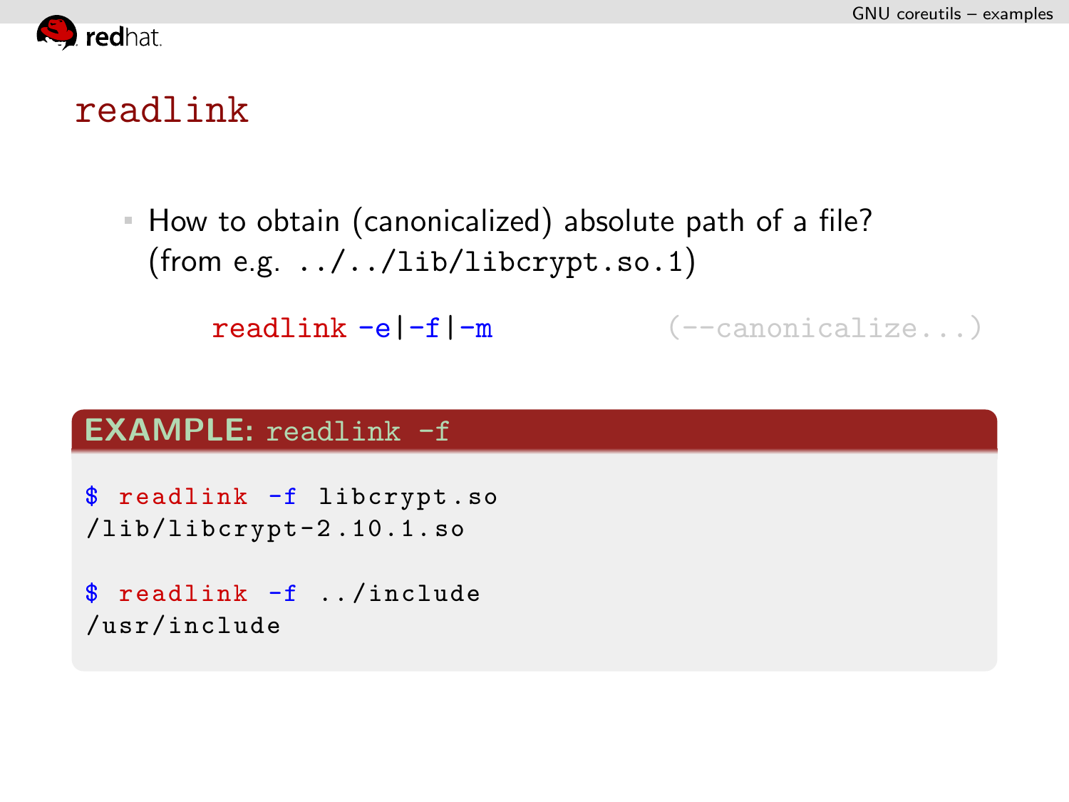# readlink

- How to obtain (canonicalized) absolute path of a file? (from e.g. `../../lib/libcrypt.so.1`)

  `readlink -e|-f|-m` (--canonicalize...)

**EXAMPLE:** readlink -f

```
$ readlink -f libcrypt.so
/lib/libcrypt-2.10.1.so

$ readlink -f ../include
/usr/include
```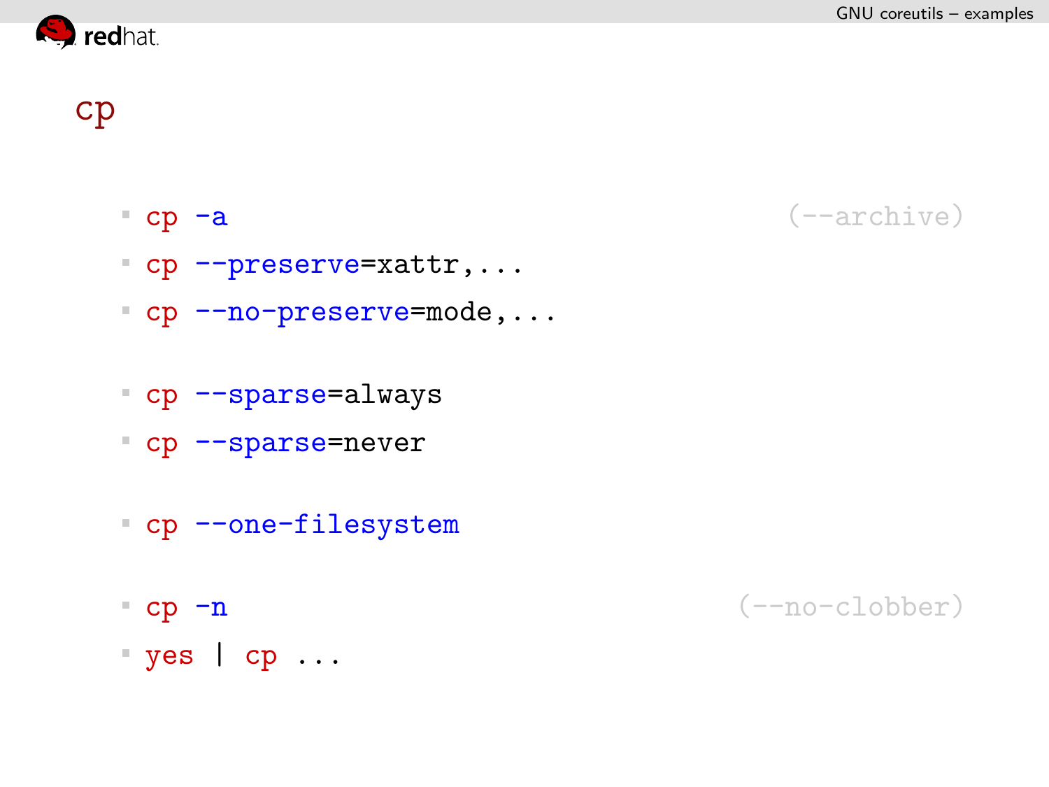# cp

- `cp -a` (--archive)
- `cp --preserve=xattr,...`
- `cp --no-preserve=mode,...`

- `cp --sparse=always`
- `cp --sparse=never`

- `cp --one-filesystem`

- `cp -n` (--no-clobber)
- `yes | cp ...`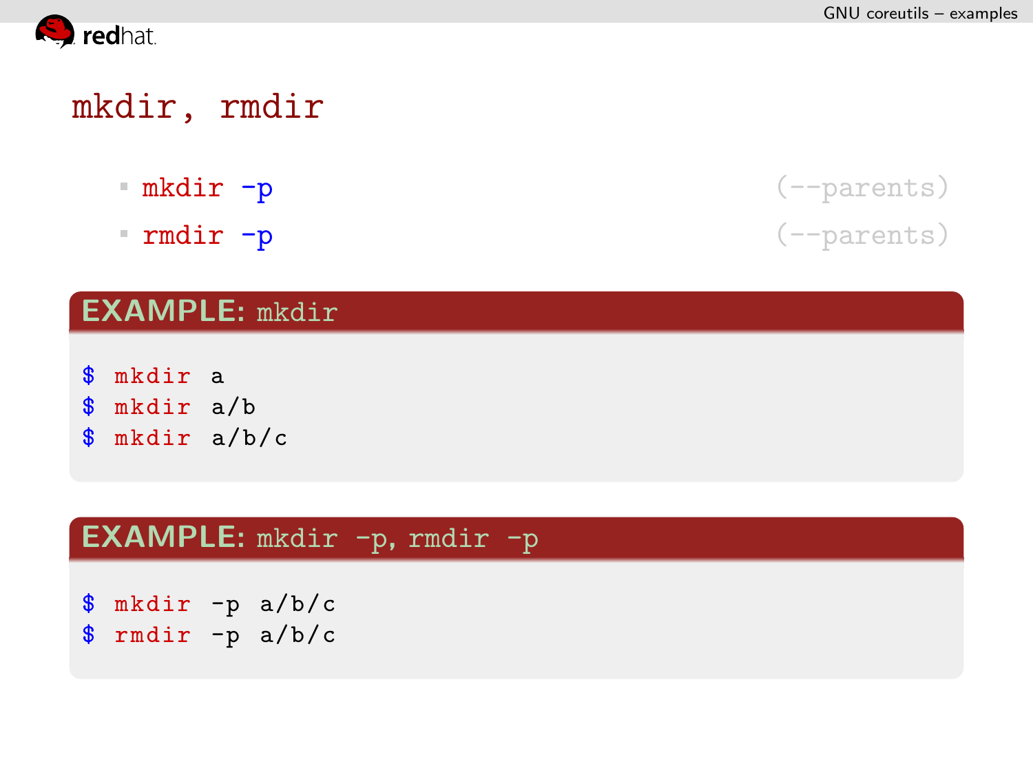# mkdir, rmdir

- mkdir -p (--parents)
- rmdir -p (--parents)

**EXAMPLE:** mkdir

```
$ mkdir a
$ mkdir a/b
$ mkdir a/b/c
```

**EXAMPLE:** mkdir -p, rmdir -p

```
$ mkdir -p a/b/c
$ rmdir -p a/b/c
```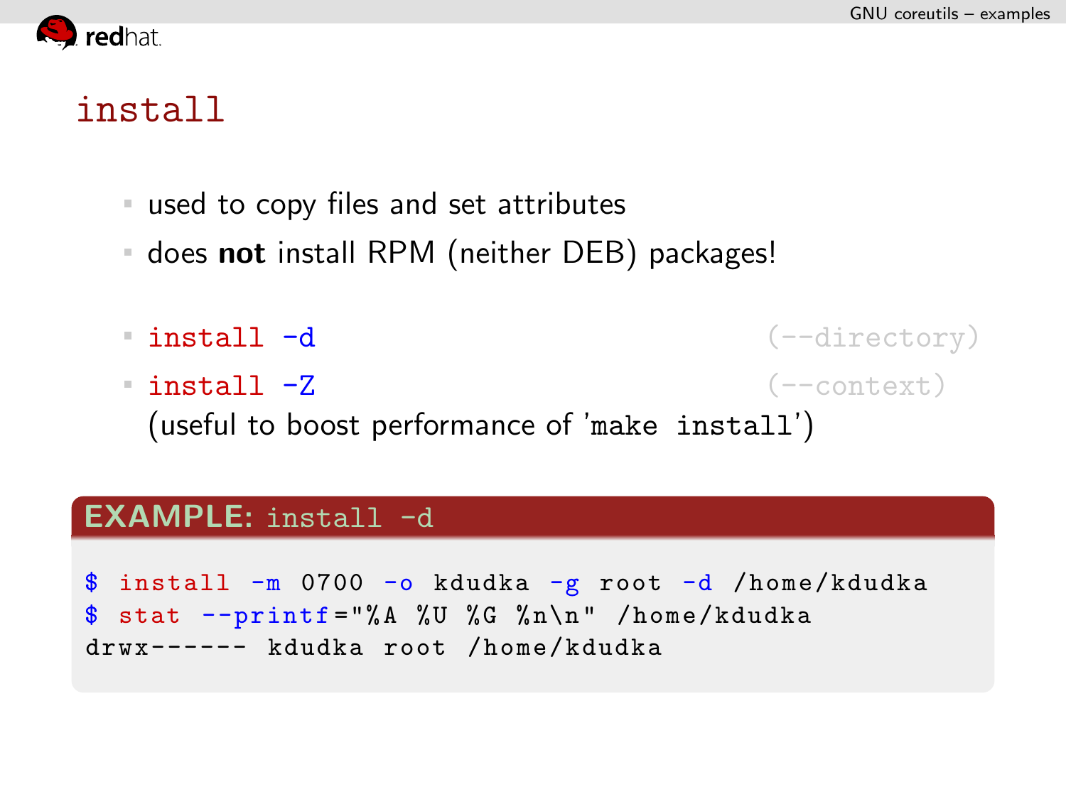# install

- used to copy files and set attributes
- does **not** install RPM (neither DEB) packages!

- `install -d` (--directory)
- `install -Z` (--context)
  (useful to boost performance of '`make install`')

**EXAMPLE:** `install -d`

```
$ install -m 0700 -o kdudka -g root -d /home/kdudka
$ stat --printf="%A %U %G %n\n" /home/kdudka
drwx------ kdudka root /home/kdudka
```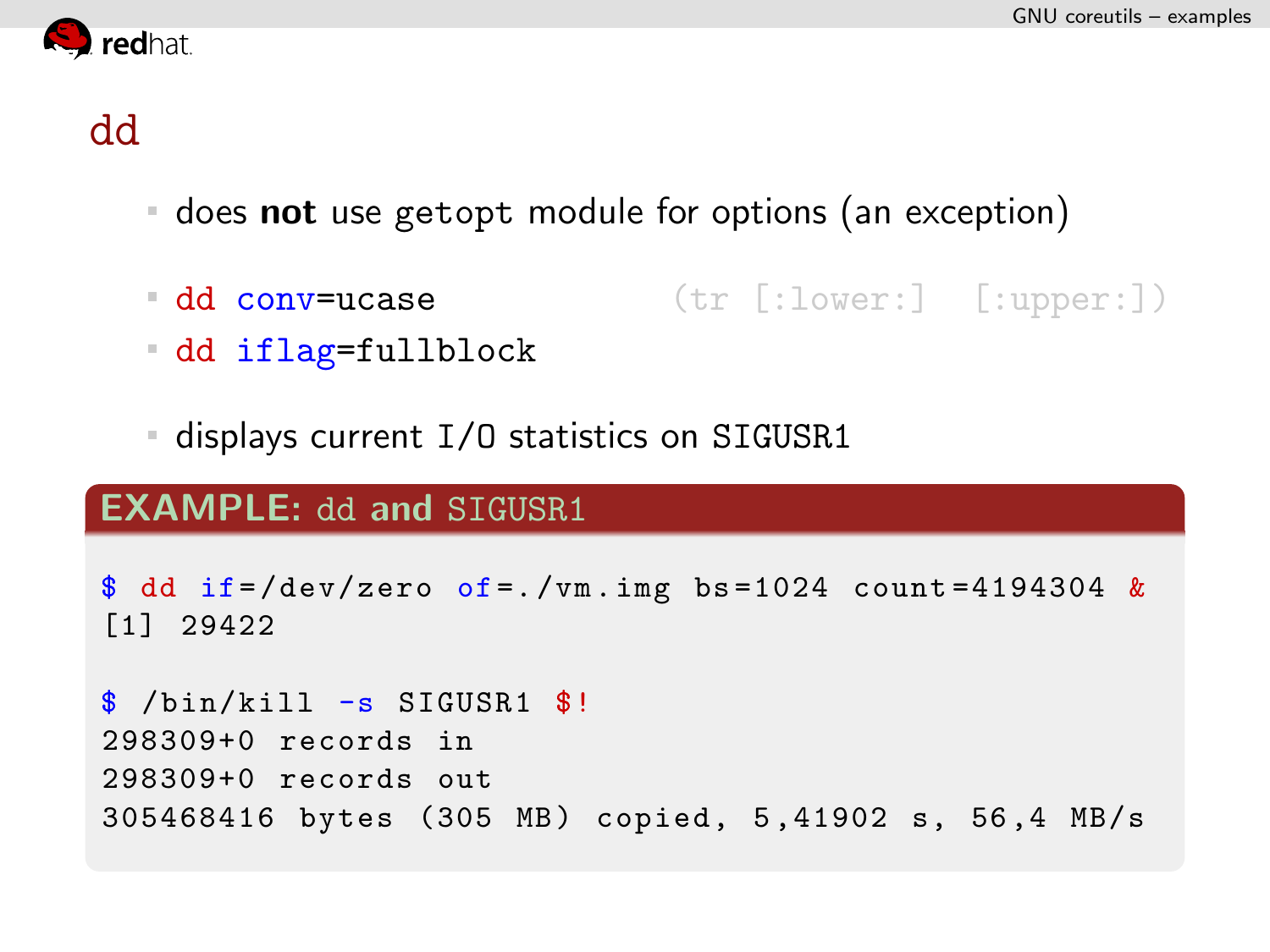# dd

- does **not** use `getopt` module for options (an exception)

- `dd conv=ucase` (`tr [:lower:] [:upper:]`)
- `dd iflag=fullblock`

- displays current I/O statistics on `SIGUSR1`

**EXAMPLE: `dd` and `SIGUSR1`**

```
$ dd if=/dev/zero of=./vm.img bs=1024 count=4194304 &
[1] 29422

$ /bin/kill -s SIGUSR1 $!
298309+0 records in
298309+0 records out
305468416 bytes (305 MB) copied, 5,41902 s, 56,4 MB/s
```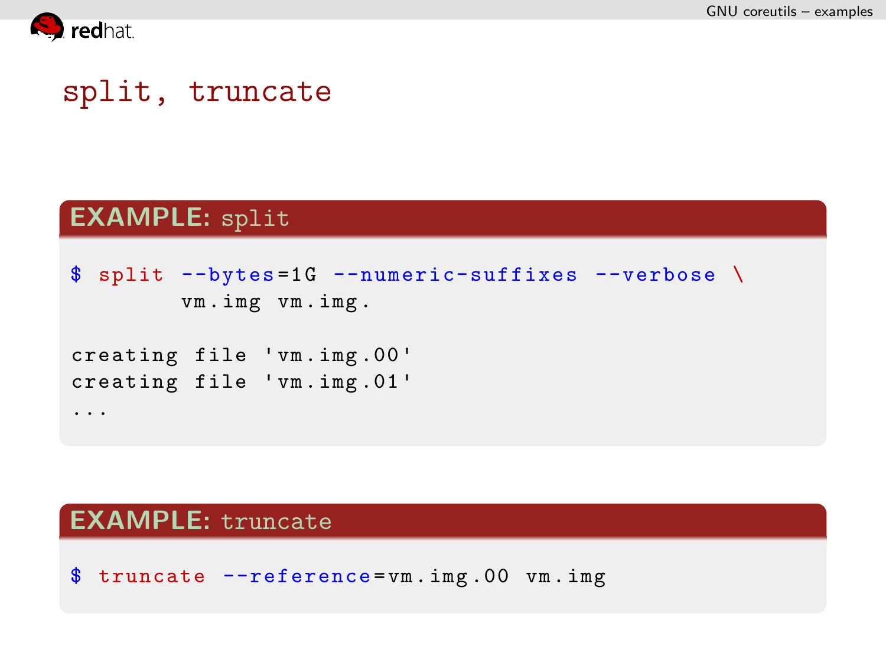# split, truncate

**EXAMPLE:** split

```
$ split --bytes=1G --numeric-suffixes --verbose \
        vm.img vm.img.

creating file 'vm.img.00'
creating file 'vm.img.01'
...
```

**EXAMPLE:** truncate

```
$ truncate --reference=vm.img.00 vm.img
```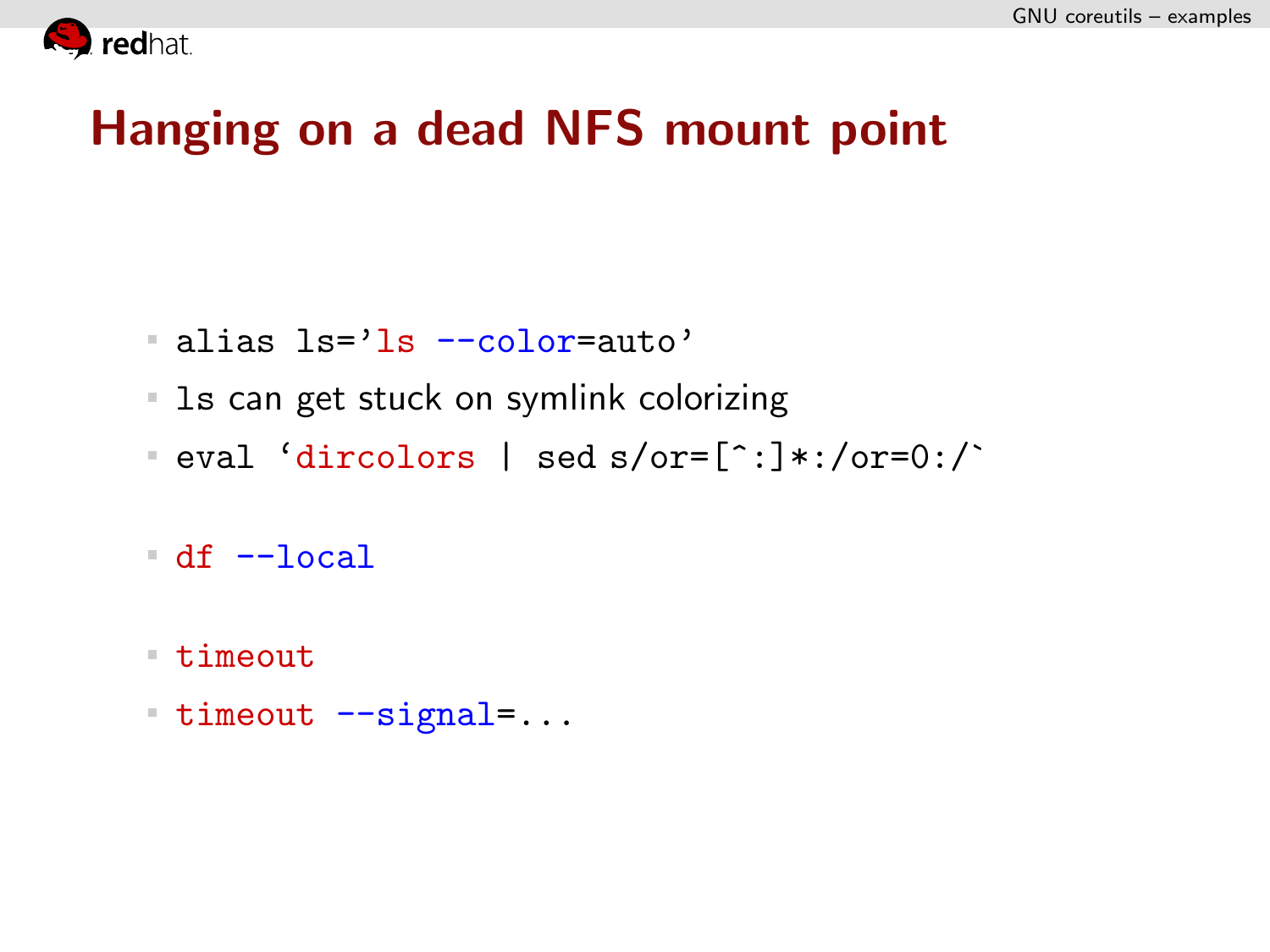# Hanging on a dead NFS mount point

- `alias ls='ls --color=auto'`
- `ls` can get stuck on symlink colorizing
- `` eval `dircolors | sed s/or=[^:]*:/or=0:/` ``

- `df --local`

- `timeout`
- `timeout --signal=...`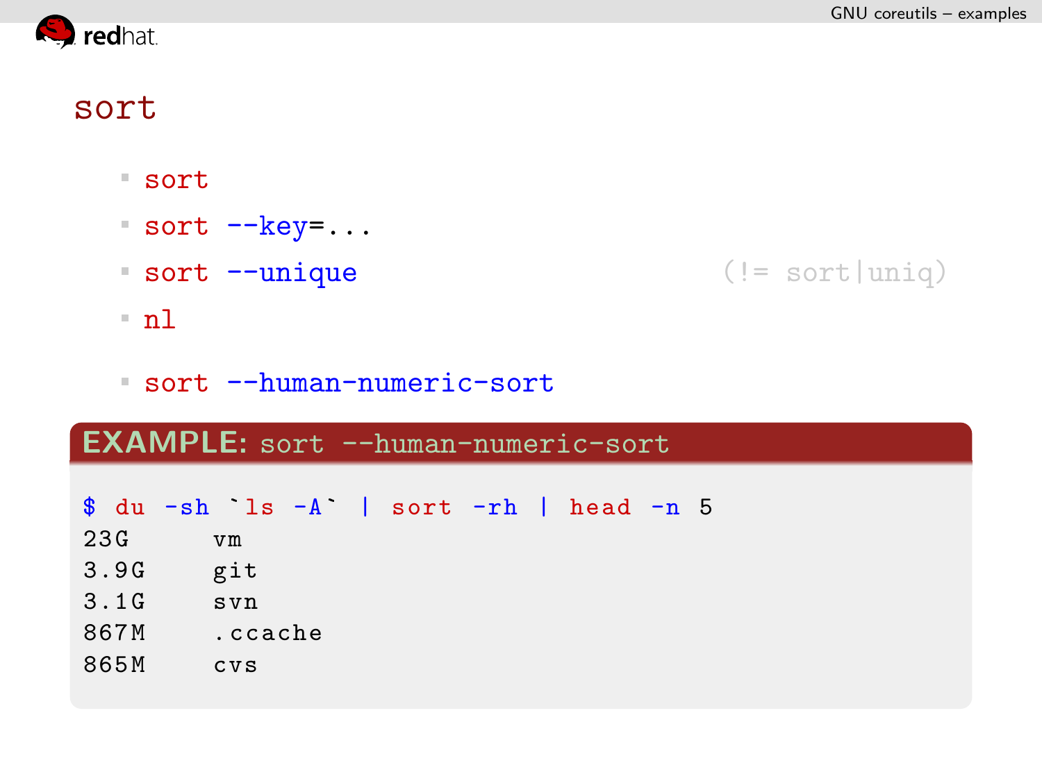# sort

- sort
- sort --key=...
- sort --unique (!= sort|uniq)
- nl

- sort --human-numeric-sort

**EXAMPLE:** sort --human-numeric-sort

```
$ du -sh `ls -A` | sort -rh | head -n 5
23G     vm
3.9G    git
3.1G    svn
867M    .ccache
865M    cvs
```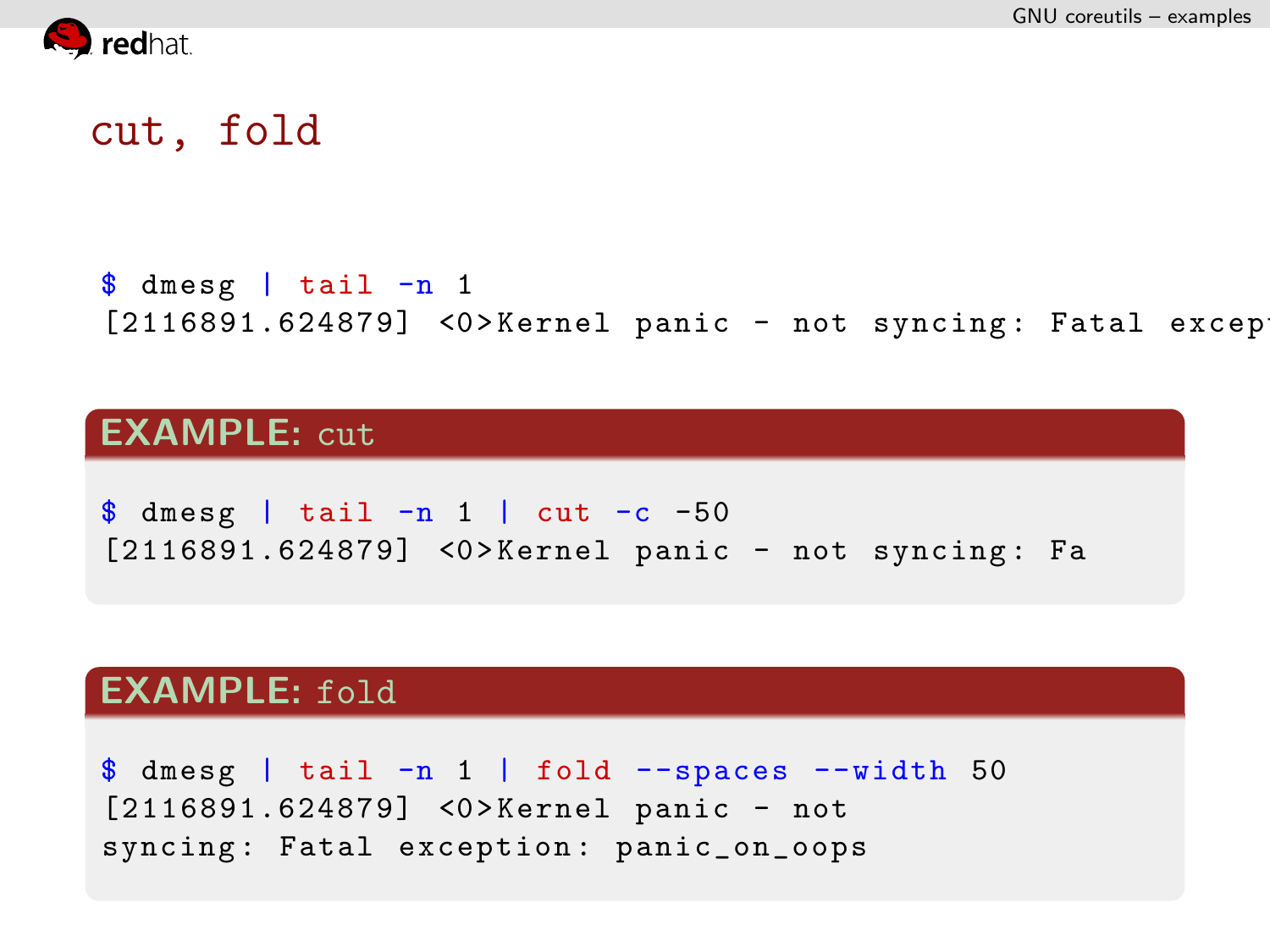# cut, fold

```
$ dmesg | tail -n 1
[2116891.624879] <0>Kernel panic - not syncing: Fatal excep
```

**EXAMPLE:** cut

```
$ dmesg | tail -n 1 | cut -c -50
[2116891.624879] <0>Kernel panic - not syncing: Fa
```

**EXAMPLE:** fold

```
$ dmesg | tail -n 1 | fold --spaces --width 50
[2116891.624879] <0>Kernel panic - not
syncing: Fatal exception: panic_on_oops
```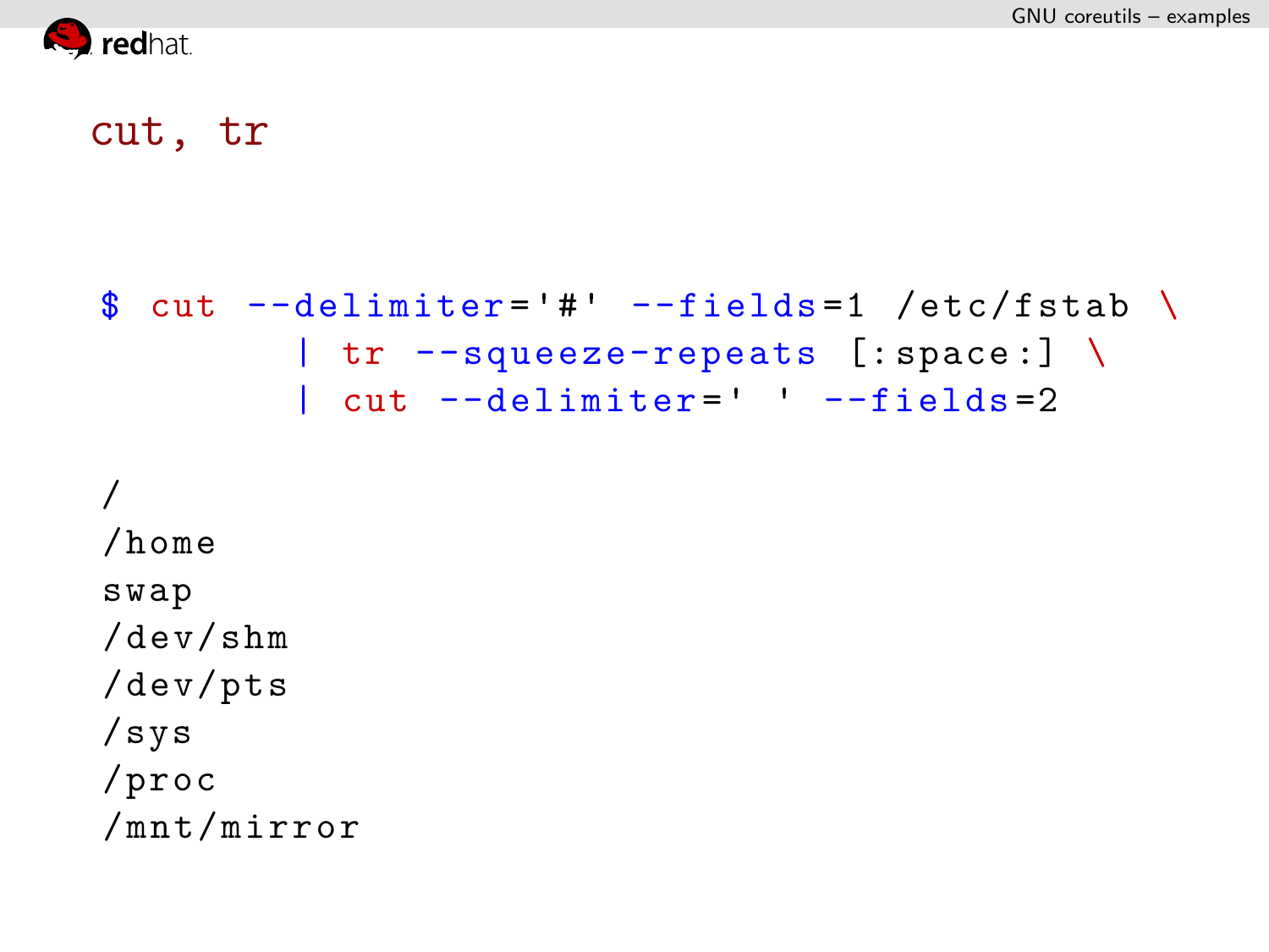# cut, tr

```
$ cut --delimiter='#' --fields=1 /etc/fstab \
        | tr --squeeze-repeats [:space:] \
        | cut --delimiter=' ' --fields=2
```

```
/
/home
swap
/dev/shm
/dev/pts
/sys
/proc
/mnt/mirror
```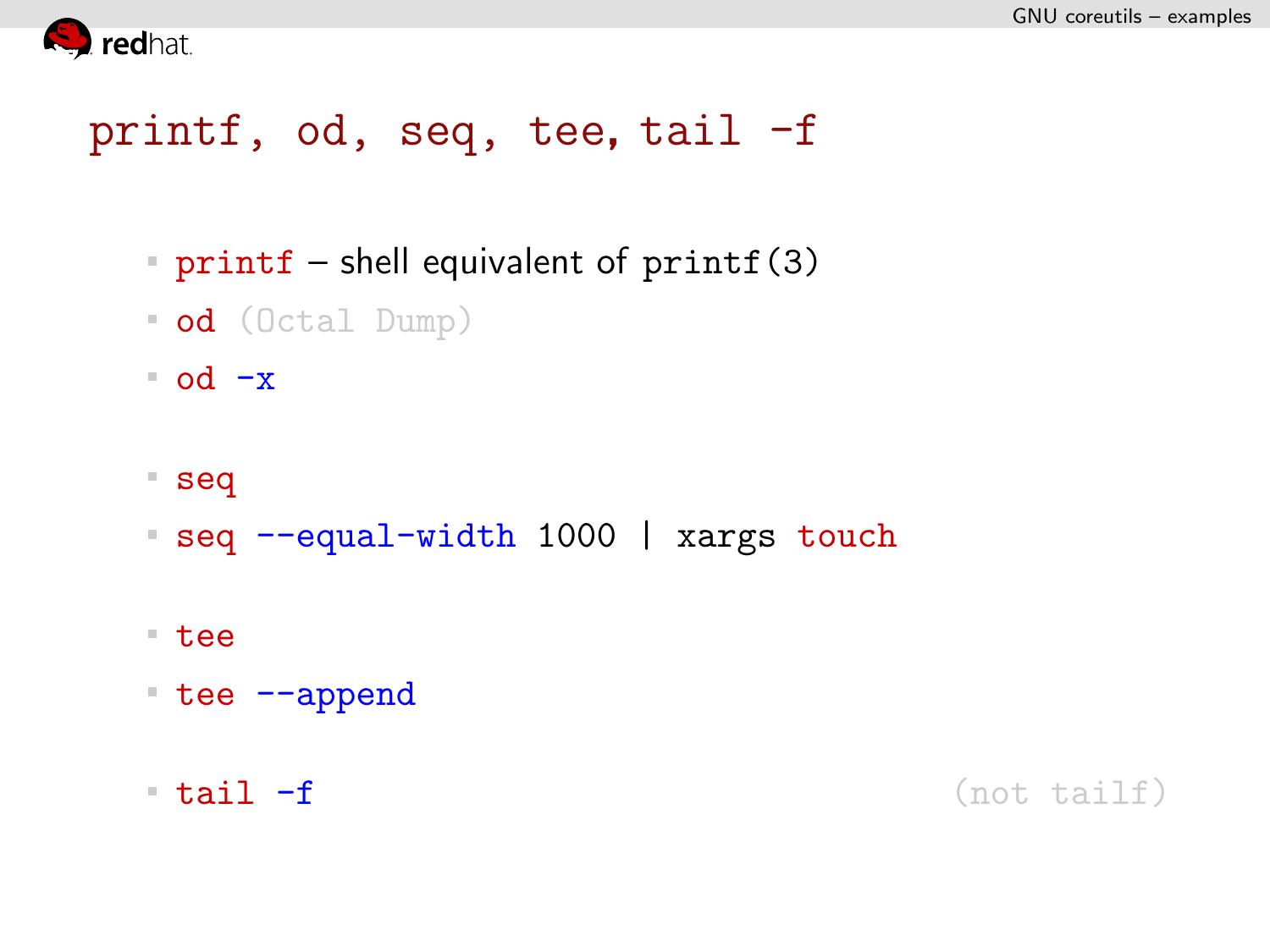# printf, od, seq, tee, tail -f

- `printf` – shell equivalent of `printf(3)`
- `od` (Octal Dump)
- `od -x`

- `seq`
- `seq --equal-width 1000 | xargs touch`

- `tee`
- `tee --append`

- `tail -f` (not tailf)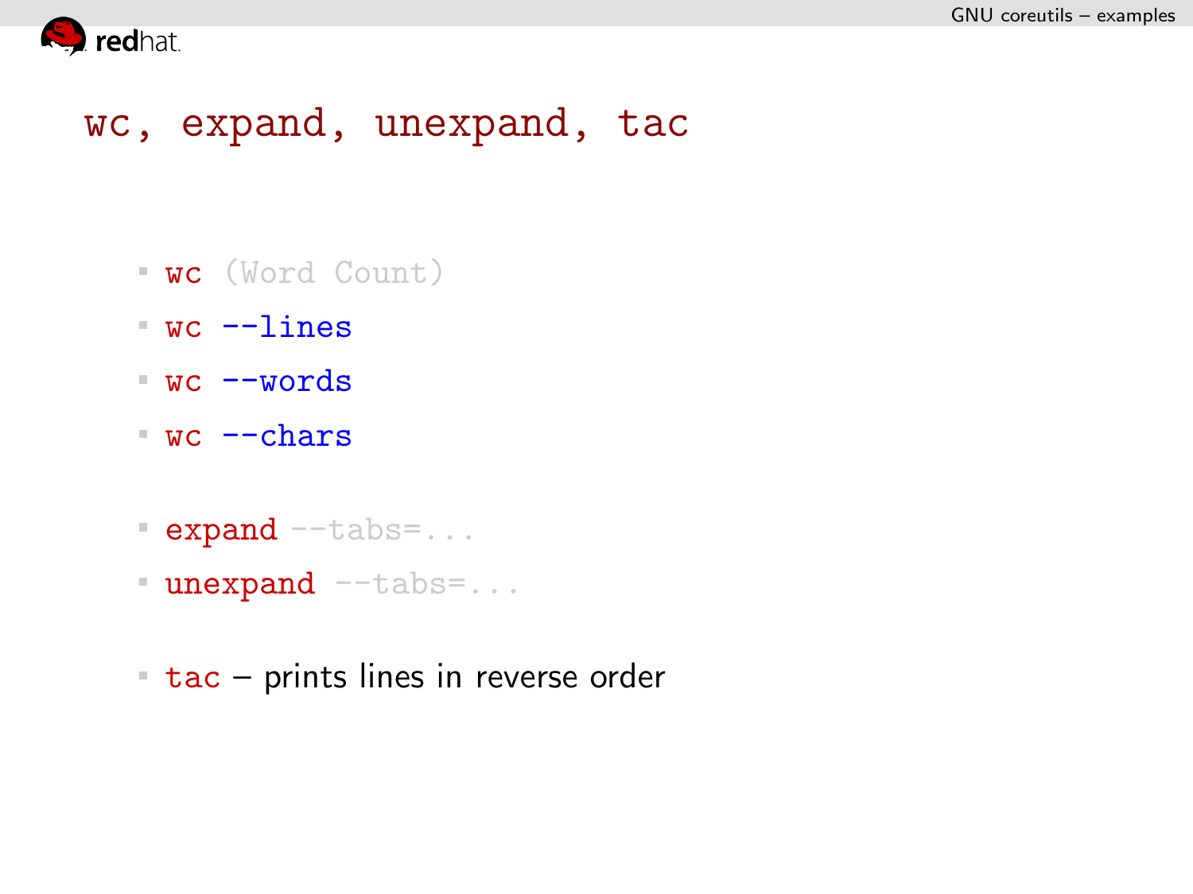# wc, expand, unexpand, tac

- wc (Word Count)
- wc --lines
- wc --words
- wc --chars

- expand --tabs=...
- unexpand --tabs=...

- tac – prints lines in reverse order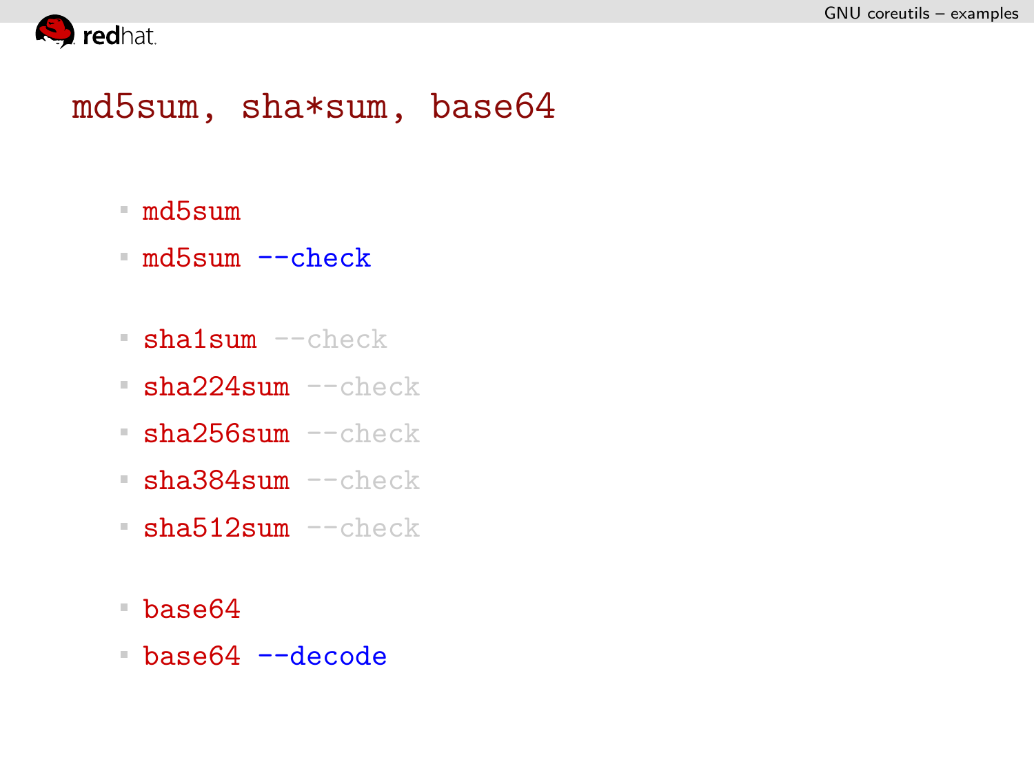# md5sum, sha*sum, base64

- md5sum
- md5sum --check

- sha1sum --check
- sha224sum --check
- sha256sum --check
- sha384sum --check
- sha512sum --check

- base64
- base64 --decode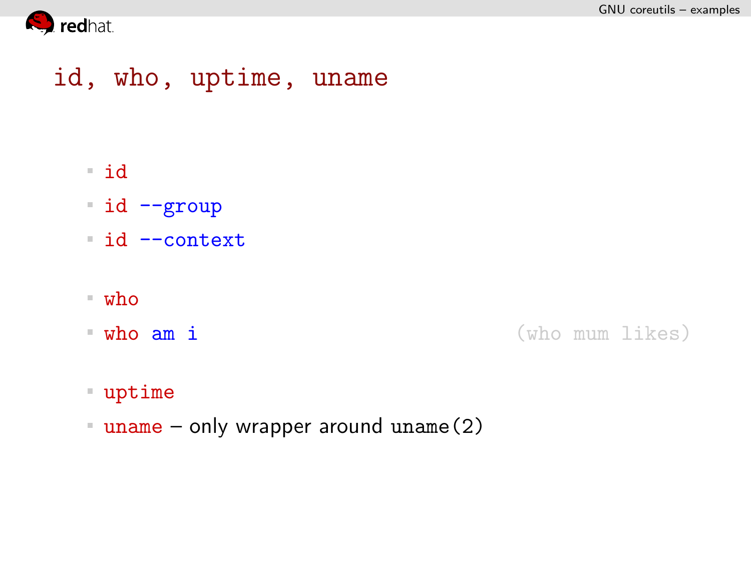# id, who, uptime, uname

- `id`
- `id --group`
- `id --context`

- `who`
- `who am i` (who mum likes)

- `uptime`
- `uname` – only wrapper around `uname(2)`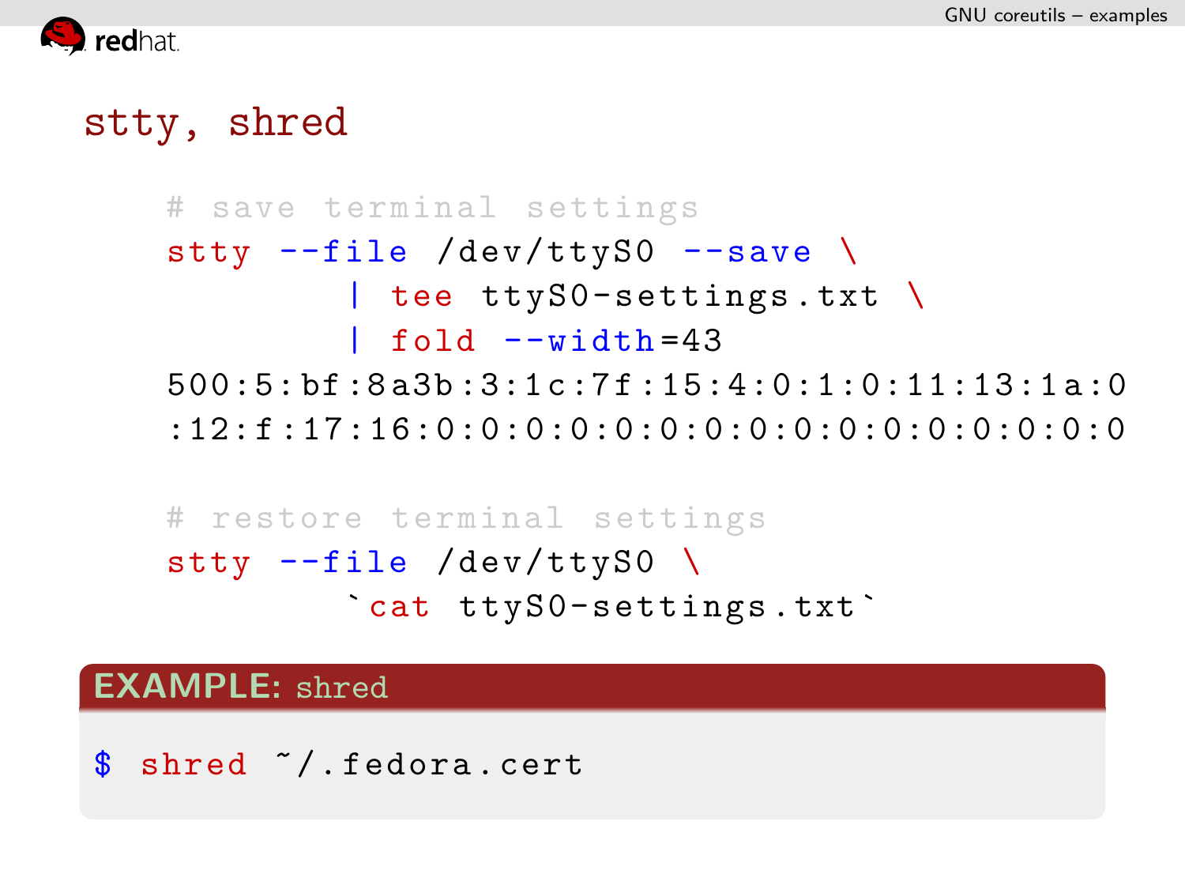# stty, shred

```
# save terminal settings
stty --file /dev/ttyS0 --save \
        | tee ttyS0-settings.txt \
        | fold --width=43
500:5:bf:8a3b:3:1c:7f:15:4:0:1:0:11:13:1a:0
:12:f:17:16:0:0:0:0:0:0:0:0:0:0:0:0:0:0:0:0

# restore terminal settings
stty --file /dev/ttyS0 \
        `cat ttyS0-settings.txt`
```

**EXAMPLE:** shred

```
$ shred ~/.fedora.cert
```